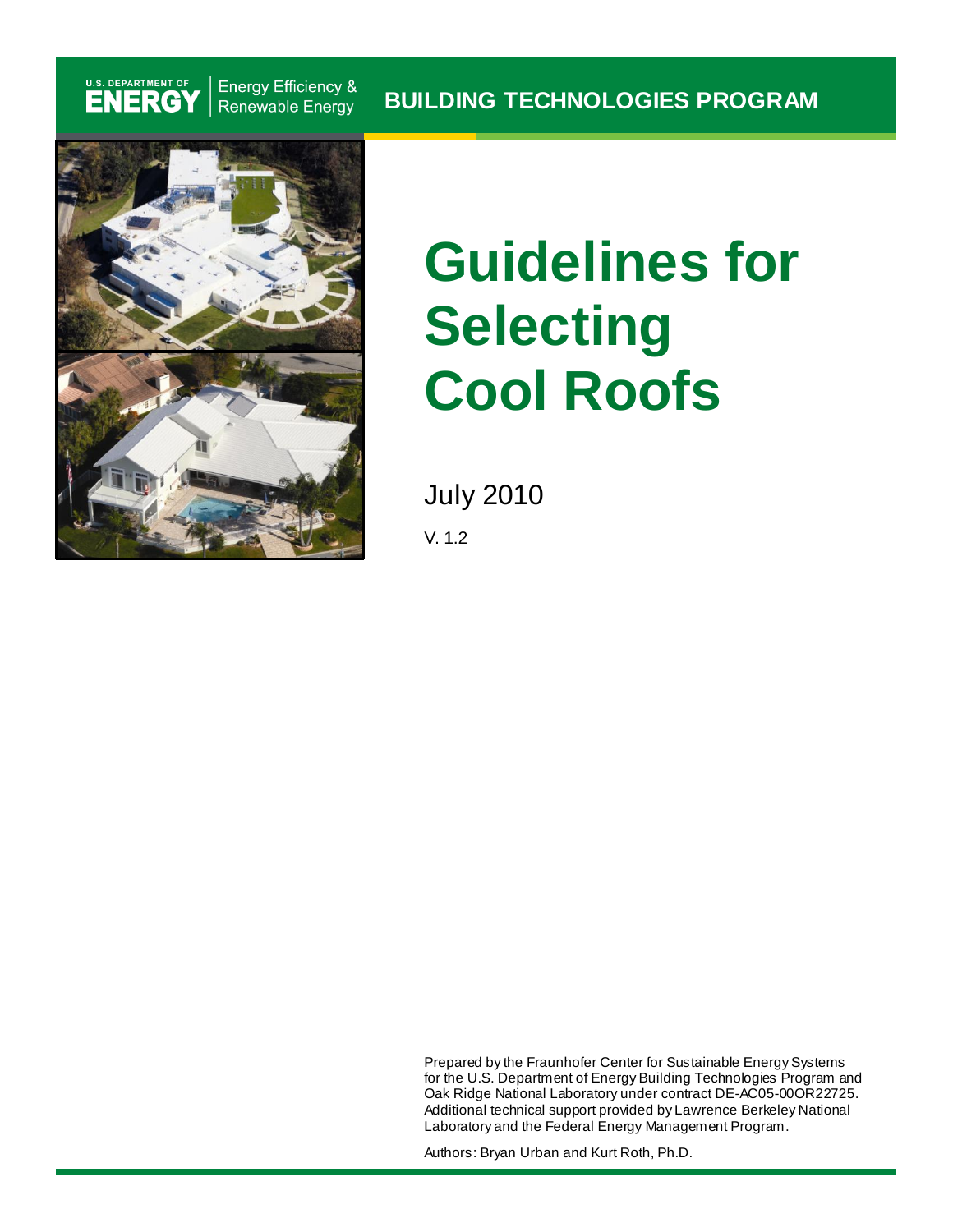U.S. DEPARTMENT OF ENERGY | Energy Efficiency & Renewable Energy

BUILDING TECHNOLOGIES PROGRAM

# Guidelines for Selecting Cool Roofs

July 2010

V. 1.2

Prepared by the Fraunhofer Center for Sustainable Energy Systems for the U.S. Department of Energy Building Technologies Program and Oak Ridge National Laboratory under contract DE-AC05-00OR22725. Additional technical support provided by Lawrence Berkeley National Laboratory and the Federal Energy Management Program.

Authors: Bryan Urban and Kurt Roth, Ph.D.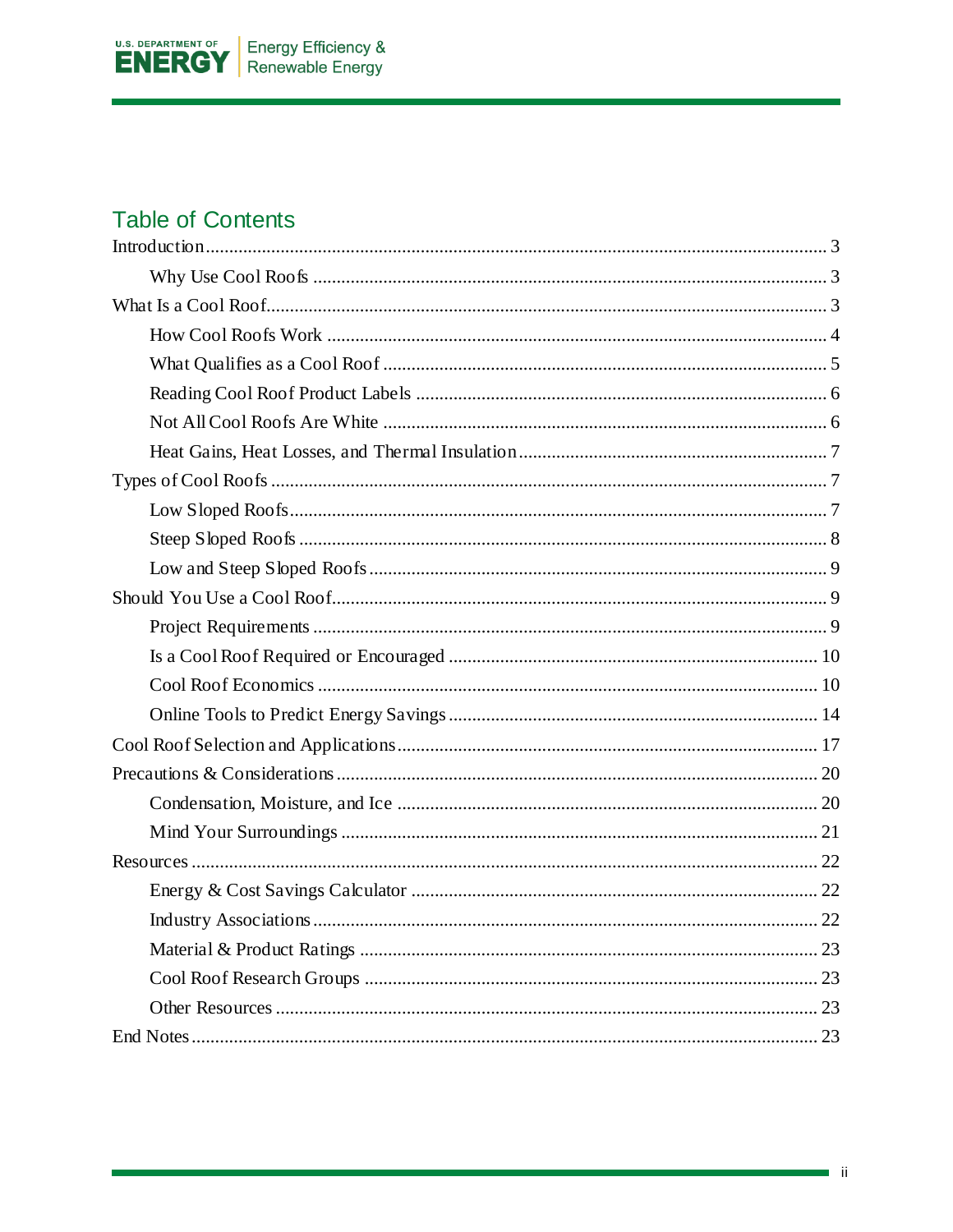## Table of Contents

- Introduction ........ 3
  - Why Use Cool Roofs ........ 3
- What Is a Cool Roof ........ 3
  - How Cool Roofs Work ........ 4
  - What Qualifies as a Cool Roof ........ 5
  - Reading Cool Roof Product Labels ........ 6
  - Not All Cool Roofs Are White ........ 6
  - Heat Gains, Heat Losses, and Thermal Insulation ........ 7
- Types of Cool Roofs ........ 7
  - Low Sloped Roofs ........ 7
  - Steep Sloped Roofs ........ 8
  - Low and Steep Sloped Roofs ........ 9
- Should You Use a Cool Roof ........ 9
  - Project Requirements ........ 9
  - Is a Cool Roof Required or Encouraged ........ 10
  - Cool Roof Economics ........ 10
  - Online Tools to Predict Energy Savings ........ 14
- Cool Roof Selection and Applications ........ 17
- Precautions & Considerations ........ 20
  - Condensation, Moisture, and Ice ........ 20
  - Mind Your Surroundings ........ 21
- Resources ........ 22
  - Energy & Cost Savings Calculator ........ 22
  - Industry Associations ........ 22
  - Material & Product Ratings ........ 23
  - Cool Roof Research Groups ........ 23
  - Other Resources ........ 23
- End Notes ........ 23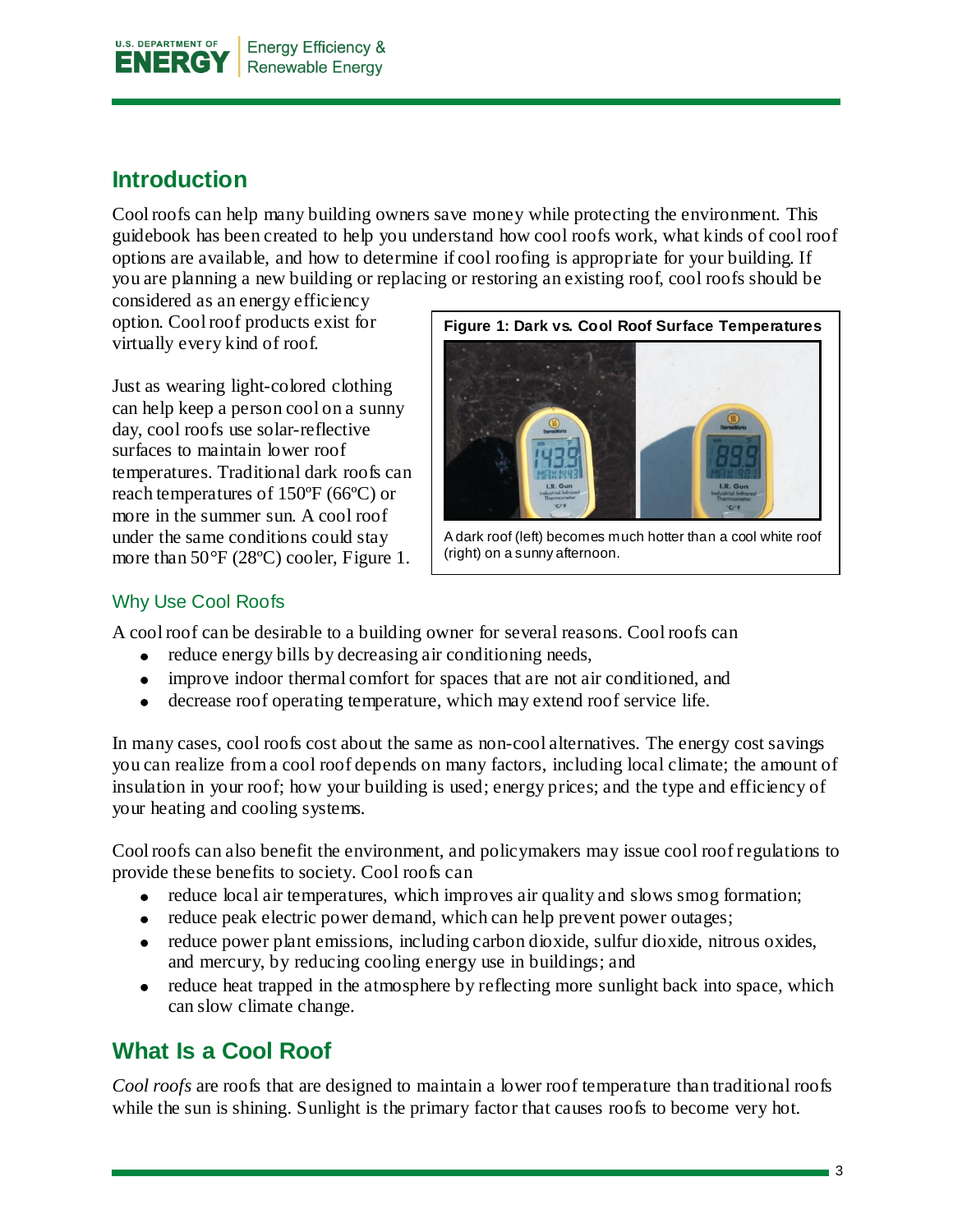## Introduction

Cool roofs can help many building owners save money while protecting the environment. This guidebook has been created to help you understand how cool roofs work, what kinds of cool roof options are available, and how to determine if cool roofing is appropriate for your building. If you are planning a new building or replacing or restoring an existing roof, cool roofs should be considered as an energy efficiency option. Cool roof products exist for virtually every kind of roof.

Just as wearing light-colored clothing can help keep a person cool on a sunny day, cool roofs use solar-reflective surfaces to maintain lower roof temperatures. Traditional dark roofs can reach temperatures of 150ºF (66ºC) or more in the summer sun. A cool roof under the same conditions could stay more than 50°F (28ºC) cooler, Figure 1.

**Figure 1: Dark vs. Cool Roof Surface Temperatures**

A dark roof (left) becomes much hotter than a cool white roof (right) on a sunny afternoon.

### Why Use Cool Roofs

A cool roof can be desirable to a building owner for several reasons. Cool roofs can

- reduce energy bills by decreasing air conditioning needs,
- improve indoor thermal comfort for spaces that are not air conditioned, and
- decrease roof operating temperature, which may extend roof service life.

In many cases, cool roofs cost about the same as non-cool alternatives. The energy cost savings you can realize from a cool roof depends on many factors, including local climate; the amount of insulation in your roof; how your building is used; energy prices; and the type and efficiency of your heating and cooling systems.

Cool roofs can also benefit the environment, and policymakers may issue cool roof regulations to provide these benefits to society. Cool roofs can

- reduce local air temperatures, which improves air quality and slows smog formation;
- reduce peak electric power demand, which can help prevent power outages;
- reduce power plant emissions, including carbon dioxide, sulfur dioxide, nitrous oxides, and mercury, by reducing cooling energy use in buildings; and
- reduce heat trapped in the atmosphere by reflecting more sunlight back into space, which can slow climate change.

## What Is a Cool Roof

*Cool roofs* are roofs that are designed to maintain a lower roof temperature than traditional roofs while the sun is shining. Sunlight is the primary factor that causes roofs to become very hot.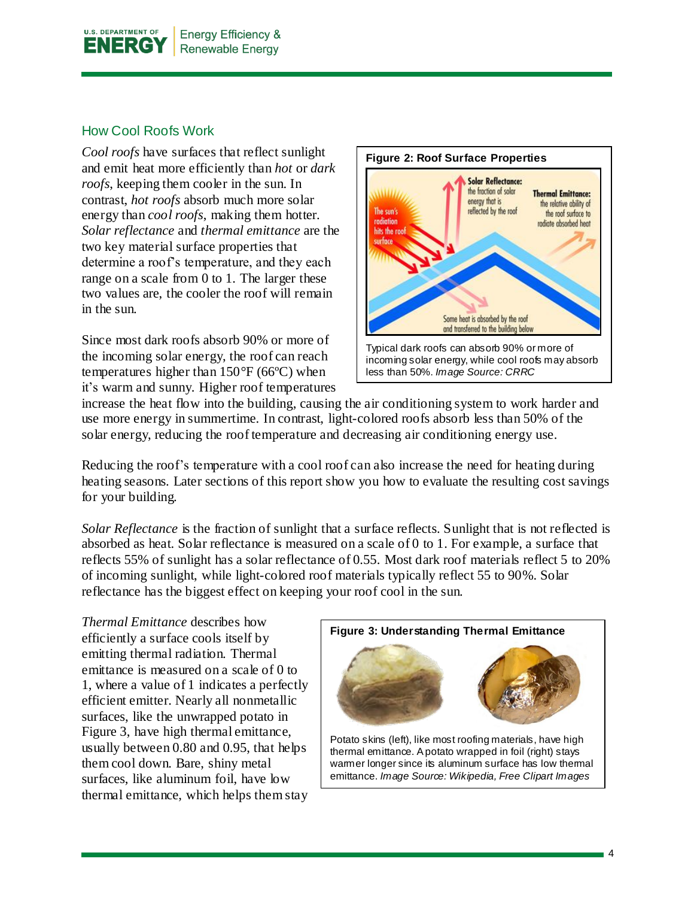## How Cool Roofs Work

*Cool roofs* have surfaces that reflect sunlight and emit heat more efficiently than *hot* or *dark roofs*, keeping them cooler in the sun. In contrast, *hot roofs* absorb much more solar energy than *cool roofs*, making them hotter. *Solar reflectance* and *thermal emittance* are the two key material surface properties that determine a roof's temperature, and they each range on a scale from 0 to 1. The larger these two values are, the cooler the roof will remain in the sun.

**Figure 2: Roof Surface Properties**

Typical dark roofs can absorb 90% or more of incoming solar energy, while cool roofs may absorb less than 50%. *Image Source: CRRC*

Since most dark roofs absorb 90% or more of the incoming solar energy, the roof can reach temperatures higher than 150°F (66ºC) when it's warm and sunny. Higher roof temperatures increase the heat flow into the building, causing the air conditioning system to work harder and use more energy in summertime. In contrast, light-colored roofs absorb less than 50% of the solar energy, reducing the roof temperature and decreasing air conditioning energy use.

Reducing the roof's temperature with a cool roof can also increase the need for heating during heating seasons. Later sections of this report show you how to evaluate the resulting cost savings for your building.

*Solar Reflectance* is the fraction of sunlight that a surface reflects. Sunlight that is not reflected is absorbed as heat. Solar reflectance is measured on a scale of 0 to 1. For example, a surface that reflects 55% of sunlight has a solar reflectance of 0.55. Most dark roof materials reflect 5 to 20% of incoming sunlight, while light-colored roof materials typically reflect 55 to 90%. Solar reflectance has the biggest effect on keeping your roof cool in the sun.

*Thermal Emittance* describes how efficiently a surface cools itself by emitting thermal radiation. Thermal emittance is measured on a scale of 0 to 1, where a value of 1 indicates a perfectly efficient emitter. Nearly all nonmetallic surfaces, like the unwrapped potato in Figure 3, have high thermal emittance, usually between 0.80 and 0.95, that helps them cool down. Bare, shiny metal surfaces, like aluminum foil, have low thermal emittance, which helps them stay

**Figure 3: Understanding Thermal Emittance**

Potato skins (left), like most roofing materials, have high thermal emittance. A potato wrapped in foil (right) stays warmer longer since its aluminum surface has low thermal emittance. *Image Source: Wikipedia, Free Clipart Images*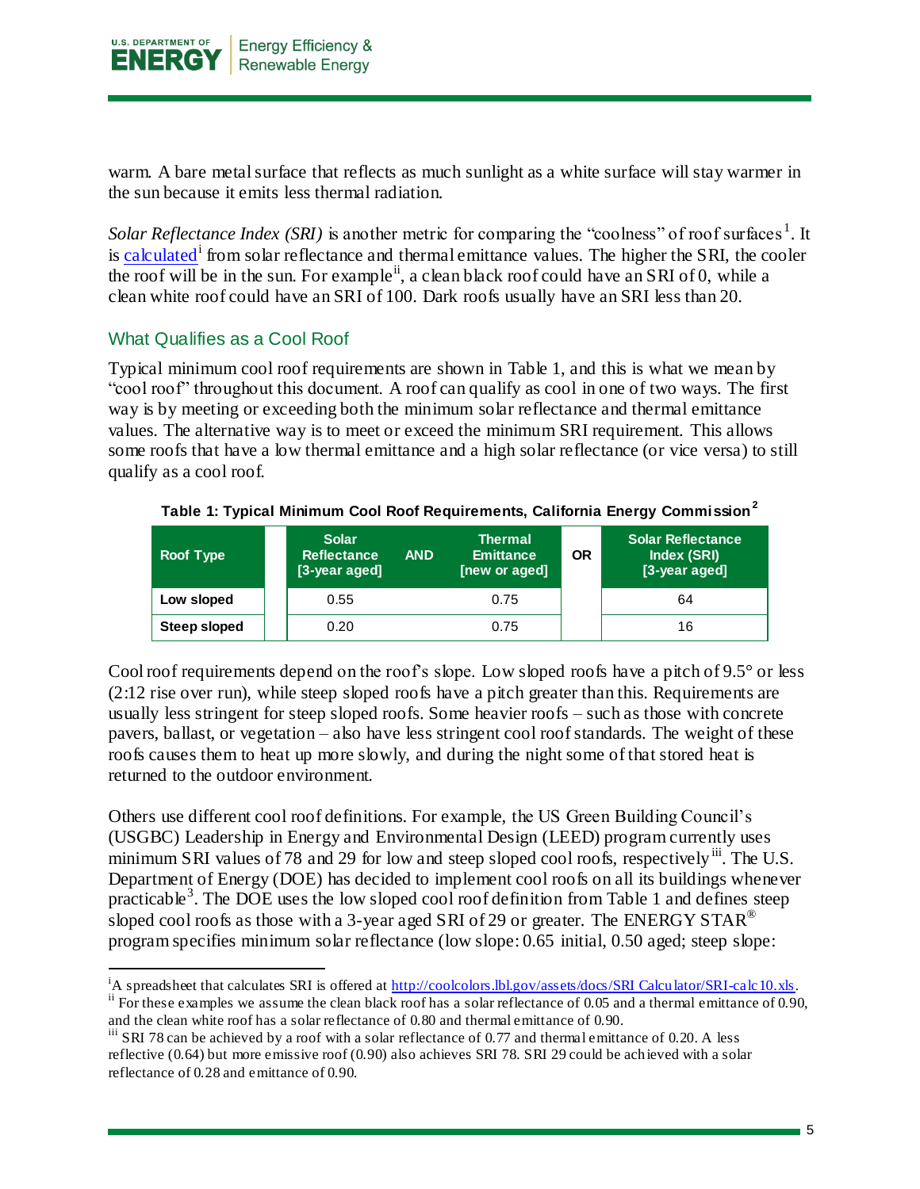warm. A bare metal surface that reflects as much sunlight as a white surface will stay warmer in the sun because it emits less thermal radiation.

*Solar Reflectance Index (SRI)* is another metric for comparing the "coolness" of roof surfaces[1]. It is calculated[i] from solar reflectance and thermal emittance values. The higher the SRI, the cooler the roof will be in the sun. For example[ii], a clean black roof could have an SRI of 0, while a clean white roof could have an SRI of 100. Dark roofs usually have an SRI less than 20.

## What Qualifies as a Cool Roof

Typical minimum cool roof requirements are shown in Table 1, and this is what we mean by "cool roof" throughout this document. A roof can qualify as cool in one of two ways. The first way is by meeting or exceeding both the minimum solar reflectance and thermal emittance values. The alternative way is to meet or exceed the minimum SRI requirement. This allows some roofs that have a low thermal emittance and a high solar reflectance (or vice versa) to still qualify as a cool roof.

**Table 1: Typical Minimum Cool Roof Requirements, California Energy Commission[2]**

| Roof Type | Solar Reflectance [3-year aged] | AND | Thermal Emittance [new or aged] | OR | Solar Reflectance Index (SRI) [3-year aged] |
|---|---|---|---|---|---|
| Low sloped | 0.55 | | 0.75 | | 64 |
| Steep sloped | 0.20 | | 0.75 | | 16 |

Cool roof requirements depend on the roof's slope. Low sloped roofs have a pitch of 9.5° or less (2:12 rise over run), while steep sloped roofs have a pitch greater than this. Requirements are usually less stringent for steep sloped roofs. Some heavier roofs – such as those with concrete pavers, ballast, or vegetation – also have less stringent cool roof standards. The weight of these roofs causes them to heat up more slowly, and during the night some of that stored heat is returned to the outdoor environment.

Others use different cool roof definitions. For example, the US Green Building Council's (USGBC) Leadership in Energy and Environmental Design (LEED) program currently uses minimum SRI values of 78 and 29 for low and steep sloped cool roofs, respectively[iii]. The U.S. Department of Energy (DOE) has decided to implement cool roofs on all its buildings whenever practicable[3]. The DOE uses the low sloped cool roof definition from Table 1 and defines steep sloped cool roofs as those with a 3-year aged SRI of 29 or greater. The ENERGY STAR® program specifies minimum solar reflectance (low slope: 0.65 initial, 0.50 aged; steep slope:

---

[i] A spreadsheet that calculates SRI is offered at http://coolcolors.lbl.gov/assets/docs/SRI Calculator/SRI-calc10.xls.

[ii] For these examples we assume the clean black roof has a solar reflectance of 0.05 and a thermal emittance of 0.90, and the clean white roof has a solar reflectance of 0.80 and thermal emittance of 0.90.

[iii] SRI 78 can be achieved by a roof with a solar reflectance of 0.77 and thermal emittance of 0.20. A less reflective (0.64) but more emissive roof (0.90) also achieves SRI 78. SRI 29 could be achieved with a solar reflectance of 0.28 and emittance of 0.90.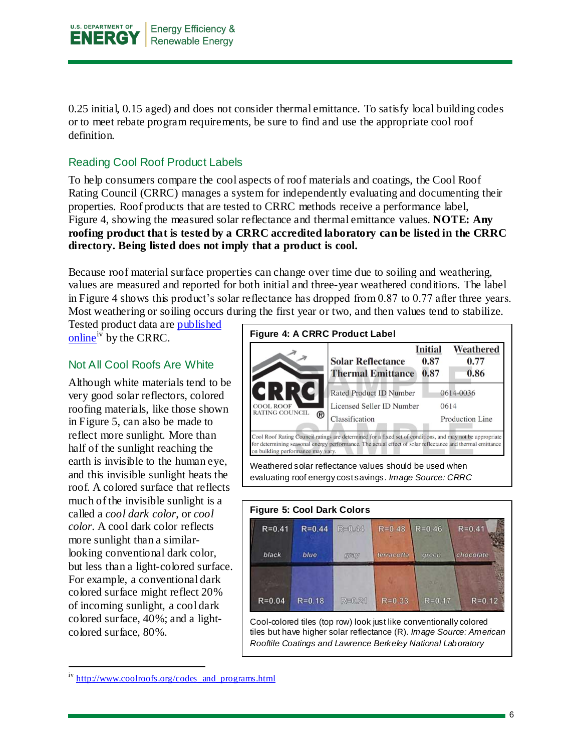0.25 initial, 0.15 aged) and does not consider thermal emittance. To satisfy local building codes or to meet rebate program requirements, be sure to find and use the appropriate cool roof definition.

## Reading Cool Roof Product Labels

To help consumers compare the cool aspects of roof materials and coatings, the Cool Roof Rating Council (CRRC) manages a system for independently evaluating and documenting their properties. Roof products that are tested to CRRC methods receive a performance label, Figure 4, showing the measured solar reflectance and thermal emittance values. **NOTE: Any roofing product that is tested by a CRRC accredited laboratory can be listed in the CRRC directory. Being listed does not imply that a product is cool.**

Because roof material surface properties can change over time due to soiling and weathering, values are measured and reported for both initial and three-year weathered conditions. The label in Figure 4 shows this product's solar reflectance has dropped from 0.87 to 0.77 after three years. Most weathering or soiling occurs during the first year or two, and then values tend to stabilize. Tested product data are published online[iv] by the CRRC.

**Figure 4: A CRRC Product Label**

| | Initial | Weathered |
|---|---|---|
| Solar Reflectance | 0.87 | 0.77 |
| Thermal Emittance | 0.87 | 0.86 |

| | |
|---|---|
| Rated Product ID Number | 0614-0036 |
| Licensed Seller ID Number | 0614 |
| Classification | Production Line |

Cool Roof Rating Council ratings are determined for a fixed set of conditions, and may not be appropriate for determining seasonal energy performance. The actual effect of solar reflectance and thermal emittance on building performance may vary.

Weathered solar reflectance values should be used when evaluating roof energy cost savings. *Image Source: CRRC*

## Not All Cool Roofs Are White

Although white materials tend to be very good solar reflectors, colored roofing materials, like those shown in Figure 5, can also be made to reflect more sunlight. More than half of the sunlight reaching the earth is invisible to the human eye, and this invisible sunlight heats the roof. A colored surface that reflects much of the invisible sunlight is a called a *cool dark color*, or *cool color*. A cool dark color reflects more sunlight than a similar-looking conventional dark color, but less than a light-colored surface. For example, a conventional dark colored surface might reflect 20% of incoming sunlight, a cool dark colored surface, 40%; and a light-colored surface, 80%.

**Figure 5: Cool Dark Colors**

| | black | blue | gray | terracotta | green | chocolate |
|---|---|---|---|---|---|---|
| Cool-colored (top row) | R=0.41 | R=0.44 | R=0.44 | R=0.48 | R=0.46 | R=0.41 |
| Conventional (bottom row) | R=0.04 | R=0.18 | R=0.21 | R=0.33 | R=0.17 | R=0.12 |

Cool-colored tiles (top row) look just like conventionally colored tiles but have higher solar reflectance (R). *Image Source: American Rooftile Coatings and Lawrence Berkeley National Laboratory*

---

[iv] http://www.coolroofs.org/codes_and_programs.html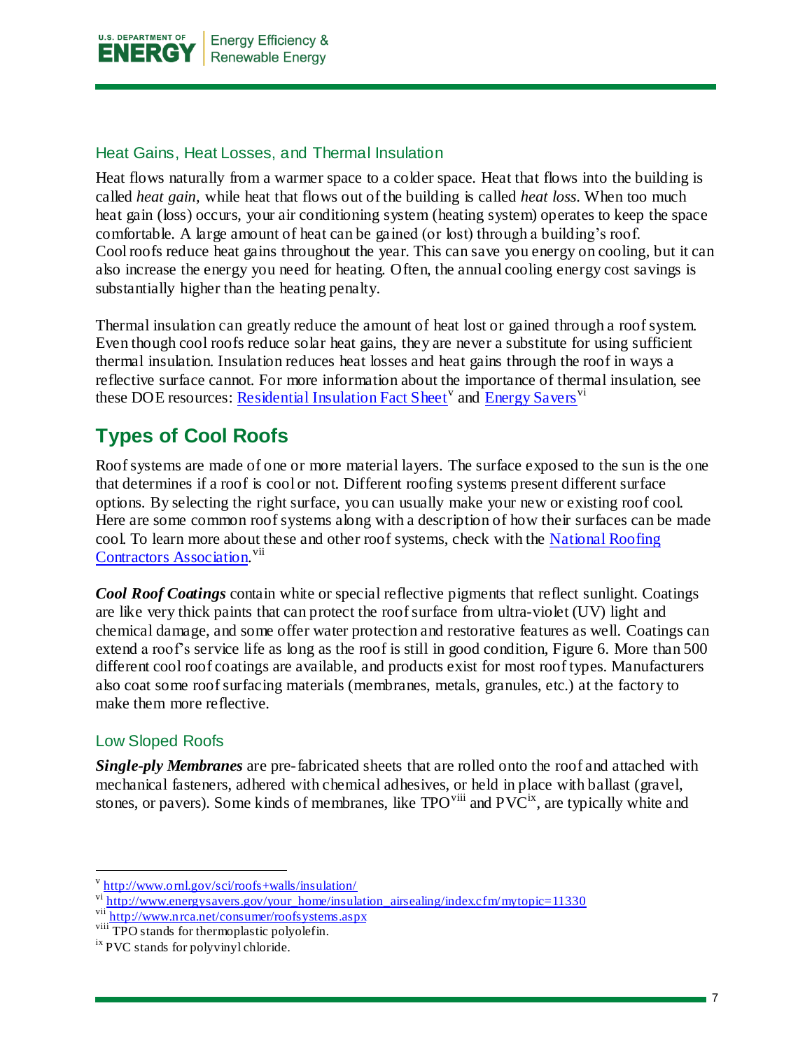### Heat Gains, Heat Losses, and Thermal Insulation

Heat flows naturally from a warmer space to a colder space. Heat that flows into the building is called *heat gain,* while heat that flows out of the building is called *heat loss*. When too much heat gain (loss) occurs, your air conditioning system (heating system) operates to keep the space comfortable. A large amount of heat can be gained (or lost) through a building's roof. Cool roofs reduce heat gains throughout the year. This can save you energy on cooling, but it can also increase the energy you need for heating. Often, the annual cooling energy cost savings is substantially higher than the heating penalty.

Thermal insulation can greatly reduce the amount of heat lost or gained through a roof system. Even though cool roofs reduce solar heat gains, they are never a substitute for using sufficient thermal insulation. Insulation reduces heat losses and heat gains through the roof in ways a reflective surface cannot. For more information about the importance of thermal insulation, see these DOE resources: Residential Insulation Fact Sheet[v] and Energy Savers[vi]

## Types of Cool Roofs

Roof systems are made of one or more material layers. The surface exposed to the sun is the one that determines if a roof is cool or not. Different roofing systems present different surface options. By selecting the right surface, you can usually make your new or existing roof cool. Here are some common roof systems along with a description of how their surfaces can be made cool. To learn more about these and other roof systems, check with the National Roofing Contractors Association.[vii]

***Cool Roof Coatings*** contain white or special reflective pigments that reflect sunlight. Coatings are like very thick paints that can protect the roof surface from ultra-violet (UV) light and chemical damage, and some offer water protection and restorative features as well. Coatings can extend a roof's service life as long as the roof is still in good condition, Figure 6. More than 500 different cool roof coatings are available, and products exist for most roof types. Manufacturers also coat some roof surfacing materials (membranes, metals, granules, etc.) at the factory to make them more reflective.

### Low Sloped Roofs

***Single-ply Membranes*** are pre-fabricated sheets that are rolled onto the roof and attached with mechanical fasteners, adhered with chemical adhesives, or held in place with ballast (gravel, stones, or pavers). Some kinds of membranes, like TPO[viii] and PVC[ix], are typically white and

---

[v] http://www.ornl.gov/sci/roofs+walls/insulation/

[vi] http://www.energysavers.gov/your_home/insulation_airsealing/index.cfm/mytopic=11330

[vii] http://www.nrca.net/consumer/roofsystems.aspx

[viii] TPO stands for thermoplastic polyolefin.

[ix] PVC stands for polyvinyl chloride.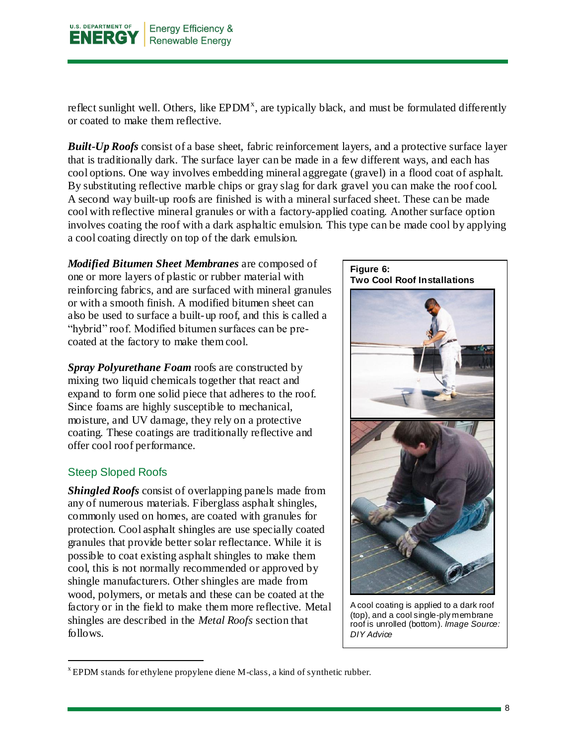reflect sunlight well. Others, like EPDM[x], are typically black, and must be formulated differently or coated to make them reflective.

***Built-Up Roofs*** consist of a base sheet, fabric reinforcement layers, and a protective surface layer that is traditionally dark. The surface layer can be made in a few different ways, and each has cool options. One way involves embedding mineral aggregate (gravel) in a flood coat of asphalt. By substituting reflective marble chips or gray slag for dark gravel you can make the roof cool. A second way built-up roofs are finished is with a mineral surfaced sheet. These can be made cool with reflective mineral granules or with a factory-applied coating. Another surface option involves coating the roof with a dark asphaltic emulsion. This type can be made cool by applying a cool coating directly on top of the dark emulsion.

***Modified Bitumen Sheet Membranes*** are composed of one or more layers of plastic or rubber material with reinforcing fabrics, and are surfaced with mineral granules or with a smooth finish. A modified bitumen sheet can also be used to surface a built-up roof, and this is called a "hybrid" roof. Modified bitumen surfaces can be pre-coated at the factory to make them cool.

***Spray Polyurethane Foam*** roofs are constructed by mixing two liquid chemicals together that react and expand to form one solid piece that adheres to the roof. Since foams are highly susceptible to mechanical, moisture, and UV damage, they rely on a protective coating. These coatings are traditionally reflective and offer cool roof performance.

**Figure 6: Two Cool Roof Installations**

A cool coating is applied to a dark roof (top), and a cool single-ply membrane roof is unrolled (bottom). *Image Source: DIY Advice*

## Steep Sloped Roofs

***Shingled Roofs*** consist of overlapping panels made from any of numerous materials. Fiberglass asphalt shingles, commonly used on homes, are coated with granules for protection. Cool asphalt shingles are use specially coated granules that provide better solar reflectance. While it is possible to coat existing asphalt shingles to make them cool, this is not normally recommended or approved by shingle manufacturers. Other shingles are made from wood, polymers, or metals and these can be coated at the factory or in the field to make them more reflective. Metal shingles are described in the *Metal Roofs* section that follows.

[x] EPDM stands for ethylene propylene diene M-class, a kind of synthetic rubber.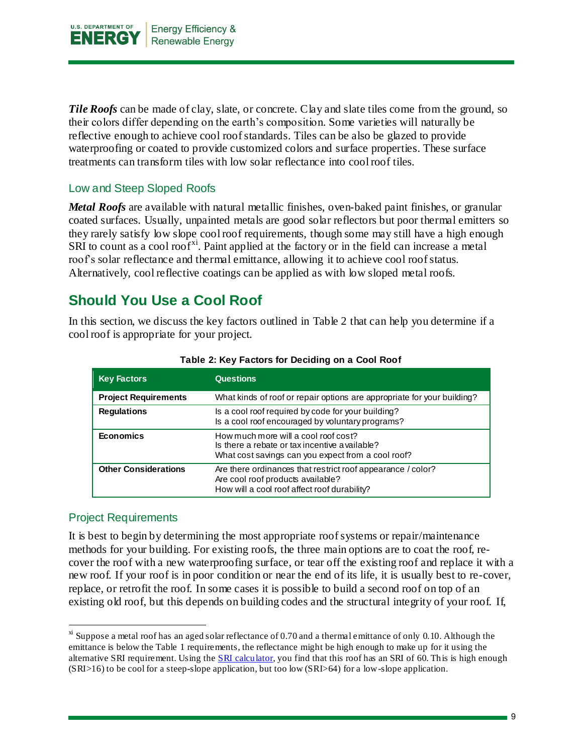***Tile Roofs*** can be made of clay, slate, or concrete. Clay and slate tiles come from the ground, so their colors differ depending on the earth's composition. Some varieties will naturally be reflective enough to achieve cool roof standards. Tiles can be also be glazed to provide waterproofing or coated to provide customized colors and surface properties. These surface treatments can transform tiles with low solar reflectance into cool roof tiles.

### Low and Steep Sloped Roofs

***Metal Roofs*** are available with natural metallic finishes, oven-baked paint finishes, or granular coated surfaces. Usually, unpainted metals are good solar reflectors but poor thermal emitters so they rarely satisfy low slope cool roof requirements, though some may still have a high enough SRI to count as a cool roof[xi]. Paint applied at the factory or in the field can increase a metal roof's solar reflectance and thermal emittance, allowing it to achieve cool roof status. Alternatively, cool reflective coatings can be applied as with low sloped metal roofs.

## Should You Use a Cool Roof

In this section, we discuss the key factors outlined in Table 2 that can help you determine if a cool roof is appropriate for your project.

**Table 2: Key Factors for Deciding on a Cool Roof**

| Key Factors | Questions |
|---|---|
| **Project Requirements** | What kinds of roof or repair options are appropriate for your building? |
| **Regulations** | Is a cool roof required by code for your building?<br>Is a cool roof encouraged by voluntary programs? |
| **Economics** | How much more will a cool roof cost?<br>Is there a rebate or tax incentive available?<br>What cost savings can you expect from a cool roof? |
| **Other Considerations** | Are there ordinances that restrict roof appearance / color?<br>Are cool roof products available?<br>How will a cool roof affect roof durability? |

### Project Requirements

It is best to begin by determining the most appropriate roof systems or repair/maintenance methods for your building. For existing roofs, the three main options are to coat the roof, re-cover the roof with a new waterproofing surface, or tear off the existing roof and replace it with a new roof. If your roof is in poor condition or near the end of its life, it is usually best to re-cover, replace, or retrofit the roof. In some cases it is possible to build a second roof on top of an existing old roof, but this depends on building codes and the structural integrity of your roof. If,

---

[xi] Suppose a metal roof has an aged solar reflectance of 0.70 and a thermal emittance of only 0.10. Although the emittance is below the Table 1 requirements, the reflectance might be high enough to make up for it using the alternative SRI requirement. Using the SRI calculator, you find that this roof has an SRI of 60. This is high enough (SRI>16) to be cool for a steep-slope application, but too low (SRI>64) for a low-slope application.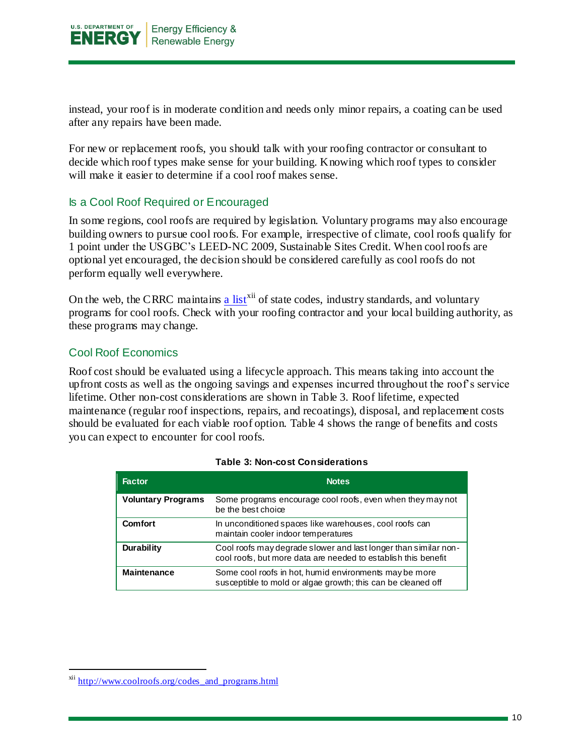instead, your roof is in moderate condition and needs only minor repairs, a coating can be used after any repairs have been made.

For new or replacement roofs, you should talk with your roofing contractor or consultant to decide which roof types make sense for your building. Knowing which roof types to consider will make it easier to determine if a cool roof makes sense.

## Is a Cool Roof Required or Encouraged

In some regions, cool roofs are required by legislation. Voluntary programs may also encourage building owners to pursue cool roofs. For example, irrespective of climate, cool roofs qualify for 1 point under the USGBC's LEED-NC 2009, Sustainable Sites Credit. When cool roofs are optional yet encouraged, the decision should be considered carefully as cool roofs do not perform equally well everywhere.

On the web, the CRRC maintains [a list](http://www.coolroofs.org/codes_and_programs.html)[xii] of state codes, industry standards, and voluntary programs for cool roofs. Check with your roofing contractor and your local building authority, as these programs may change.

## Cool Roof Economics

Roof cost should be evaluated using a lifecycle approach. This means taking into account the upfront costs as well as the ongoing savings and expenses incurred throughout the roof's service lifetime. Other non-cost considerations are shown in Table 3. Roof lifetime, expected maintenance (regular roof inspections, repairs, and recoatings), disposal, and replacement costs should be evaluated for each viable roof option. Table 4 shows the range of benefits and costs you can expect to encounter for cool roofs.

**Table 3: Non-cost Considerations**

| Factor | Notes |
|---|---|
| **Voluntary Programs** | Some programs encourage cool roofs, even when they may not be the best choice |
| **Comfort** | In unconditioned spaces like warehouses, cool roofs can maintain cooler indoor temperatures |
| **Durability** | Cool roofs may degrade slower and last longer than similar non-cool roofs, but more data are needed to establish this benefit |
| **Maintenance** | Some cool roofs in hot, humid environments may be more susceptible to mold or algae growth; this can be cleaned off |

[xii] http://www.coolroofs.org/codes_and_programs.html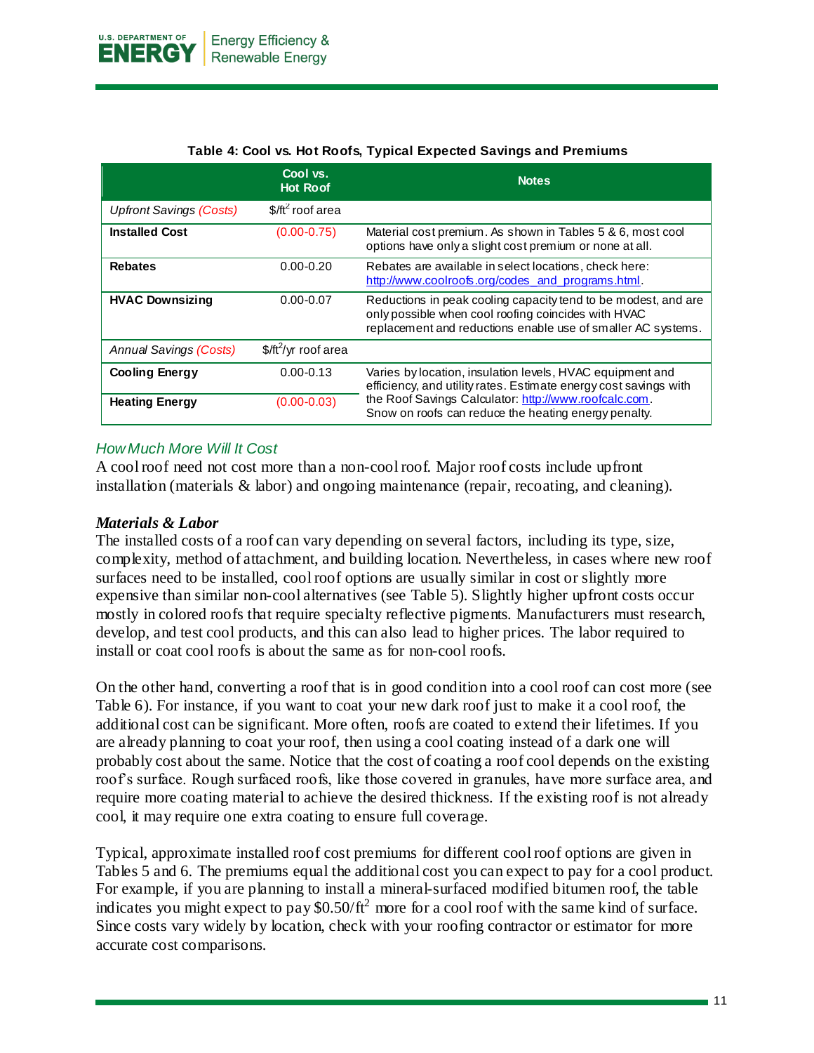**Table 4: Cool vs. Hot Roofs, Typical Expected Savings and Premiums**

| | Cool vs. Hot Roof | Notes |
|---|---|---|
| *Upfront Savings (Costs)* | $/ft$^2$ roof area | |
| **Installed Cost** | (0.00-0.75) | Material cost premium. As shown in Tables 5 & 6, most cool options have only a slight cost premium or none at all. |
| **Rebates** | 0.00-0.20 | Rebates are available in select locations, check here: http://www.coolroofs.org/codes_and_programs.html. |
| **HVAC Downsizing** | 0.00-0.07 | Reductions in peak cooling capacity tend to be modest, and are only possible when cool roofing coincides with HVAC replacement and reductions enable use of smaller AC systems. |
| *Annual Savings (Costs)* | $/ft$^2$/yr roof area | |
| **Cooling Energy** | 0.00-0.13 | Varies by location, insulation levels, HVAC equipment and efficiency, and utility rates. Estimate energy cost savings with the Roof Savings Calculator: http://www.roofcalc.com. Snow on roofs can reduce the heating energy penalty. |
| **Heating Energy** | (0.00-0.03) | |

### *How Much More Will It Cost*

A cool roof need not cost more than a non-cool roof. Major roof costs include upfront installation (materials & labor) and ongoing maintenance (repair, recoating, and cleaning).

#### ***Materials & Labor***

The installed costs of a roof can vary depending on several factors, including its type, size, complexity, method of attachment, and building location. Nevertheless, in cases where new roof surfaces need to be installed, cool roof options are usually similar in cost or slightly more expensive than similar non-cool alternatives (see Table 5). Slightly higher upfront costs occur mostly in colored roofs that require specialty reflective pigments. Manufacturers must research, develop, and test cool products, and this can also lead to higher prices. The labor required to install or coat cool roofs is about the same as for non-cool roofs.

On the other hand, converting a roof that is in good condition into a cool roof can cost more (see Table 6). For instance, if you want to coat your new dark roof just to make it a cool roof, the additional cost can be significant. More often, roofs are coated to extend their lifetimes. If you are already planning to coat your roof, then using a cool coating instead of a dark one will probably cost about the same. Notice that the cost of coating a roof cool depends on the existing roof's surface. Rough surfaced roofs, like those covered in granules, have more surface area, and require more coating material to achieve the desired thickness. If the existing roof is not already cool, it may require one extra coating to ensure full coverage.

Typical, approximate installed roof cost premiums for different cool roof options are given in Tables 5 and 6. The premiums equal the additional cost you can expect to pay for a cool product. For example, if you are planning to install a mineral-surfaced modified bitumen roof, the table indicates you might expect to pay \$0.50/ft$^2$ more for a cool roof with the same kind of surface. Since costs vary widely by location, check with your roofing contractor or estimator for more accurate cost comparisons.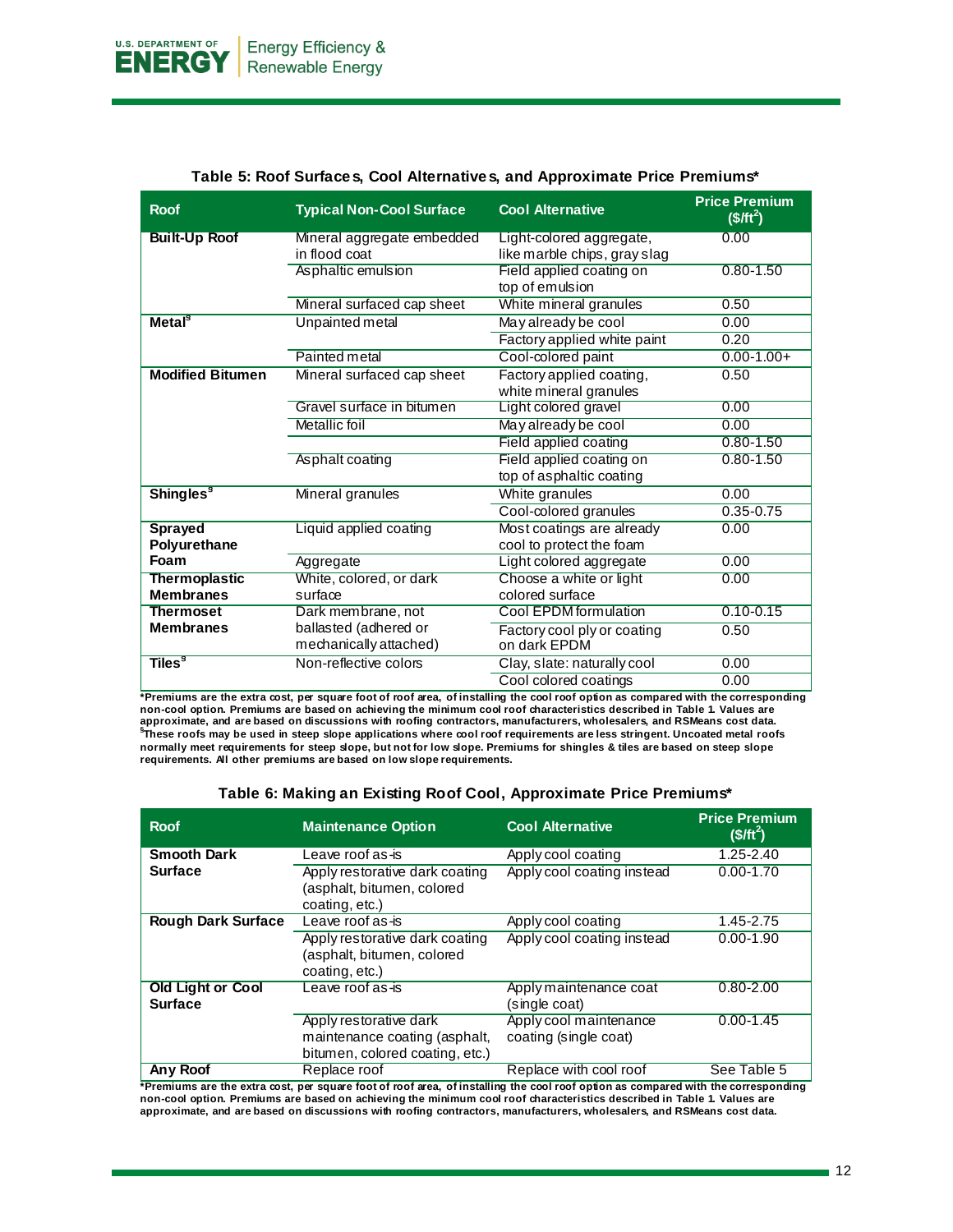**Table 5: Roof Surfaces, Cool Alternatives, and Approximate Price Premiums***

| Roof | Typical Non-Cool Surface | Cool Alternative | Price Premium ($/ft$^2$) |
|---|---|---|---|
| **Built-Up Roof** | Mineral aggregate embedded in flood coat | Light-colored aggregate, like marble chips, gray slag | 0.00 |
| | Asphaltic emulsion | Field applied coating on top of emulsion | 0.80-1.50 |
| | Mineral surfaced cap sheet | White mineral granules | 0.50 |
| **Metal**[§] | Unpainted metal | May already be cool | 0.00 |
| | | Factory applied white paint | 0.20 |
| | Painted metal | Cool-colored paint | 0.00-1.00+ |
| **Modified Bitumen** | Mineral surfaced cap sheet | Factory applied coating, white mineral granules | 0.50 |
| | Gravel surface in bitumen | Light colored gravel | 0.00 |
| | Metallic foil | May already be cool | 0.00 |
| | | Field applied coating | 0.80-1.50 |
| | Asphalt coating | Field applied coating on top of asphaltic coating | 0.80-1.50 |
| **Shingles**[§] | Mineral granules | White granules | 0.00 |
| | | Cool-colored granules | 0.35-0.75 |
| **Sprayed Polyurethane Foam** | Liquid applied coating | Most coatings are already cool to protect the foam | 0.00 |
| | Aggregate | Light colored aggregate | 0.00 |
| **Thermoplastic Membranes** | White, colored, or dark surface | Choose a white or light colored surface | 0.00 |
| **Thermoset Membranes** | Dark membrane, not ballasted (adhered or mechanically attached) | Cool EPDM formulation | 0.10-0.15 |
| | | Factory cool ply or coating on dark EPDM | 0.50 |
| **Tiles**[§] | Non-reflective colors | Clay, slate: naturally cool | 0.00 |
| | | Cool colored coatings | 0.00 |

***Premiums are the extra cost, per square foot of roof area, of installing the cool roof option as compared with the corresponding non-cool option. Premiums are based on achieving the minimum cool roof characteristics described in Table 1. Values are approximate, and are based on discussions with roofing contractors, manufacturers, wholesalers, and RSMeans cost data.**
**[§]These roofs may be used in steep slope applications where cool roof requirements are less stringent. Uncoated metal roofs normally meet requirements for steep slope, but not for low slope. Premiums for shingles & tiles are based on steep slope requirements. All other premiums are based on low slope requirements.**

**Table 6: Making an Existing Roof Cool, Approximate Price Premiums***

| Roof | Maintenance Option | Cool Alternative | Price Premium ($/ft$^2$) |
|---|---|---|---|
| **Smooth Dark Surface** | Leave roof as-is | Apply cool coating | 1.25-2.40 |
| | Apply restorative dark coating (asphalt, bitumen, colored coating, etc.) | Apply cool coating instead | 0.00-1.70 |
| **Rough Dark Surface** | Leave roof as-is | Apply cool coating | 1.45-2.75 |
| | Apply restorative dark coating (asphalt, bitumen, colored coating, etc.) | Apply cool coating instead | 0.00-1.90 |
| **Old Light or Cool Surface** | Leave roof as-is | Apply maintenance coat (single coat) | 0.80-2.00 |
| | Apply restorative dark maintenance coating (asphalt, bitumen, colored coating, etc.) | Apply cool maintenance coating (single coat) | 0.00-1.45 |
| **Any Roof** | Replace roof | Replace with cool roof | See Table 5 |

***Premiums are the extra cost, per square foot of roof area, of installing the cool roof option as compared with the corresponding non-cool option. Premiums are based on achieving the minimum cool roof characteristics described in Table 1. Values are approximate, and are based on discussions with roofing contractors, manufacturers, wholesalers, and RSMeans cost data.**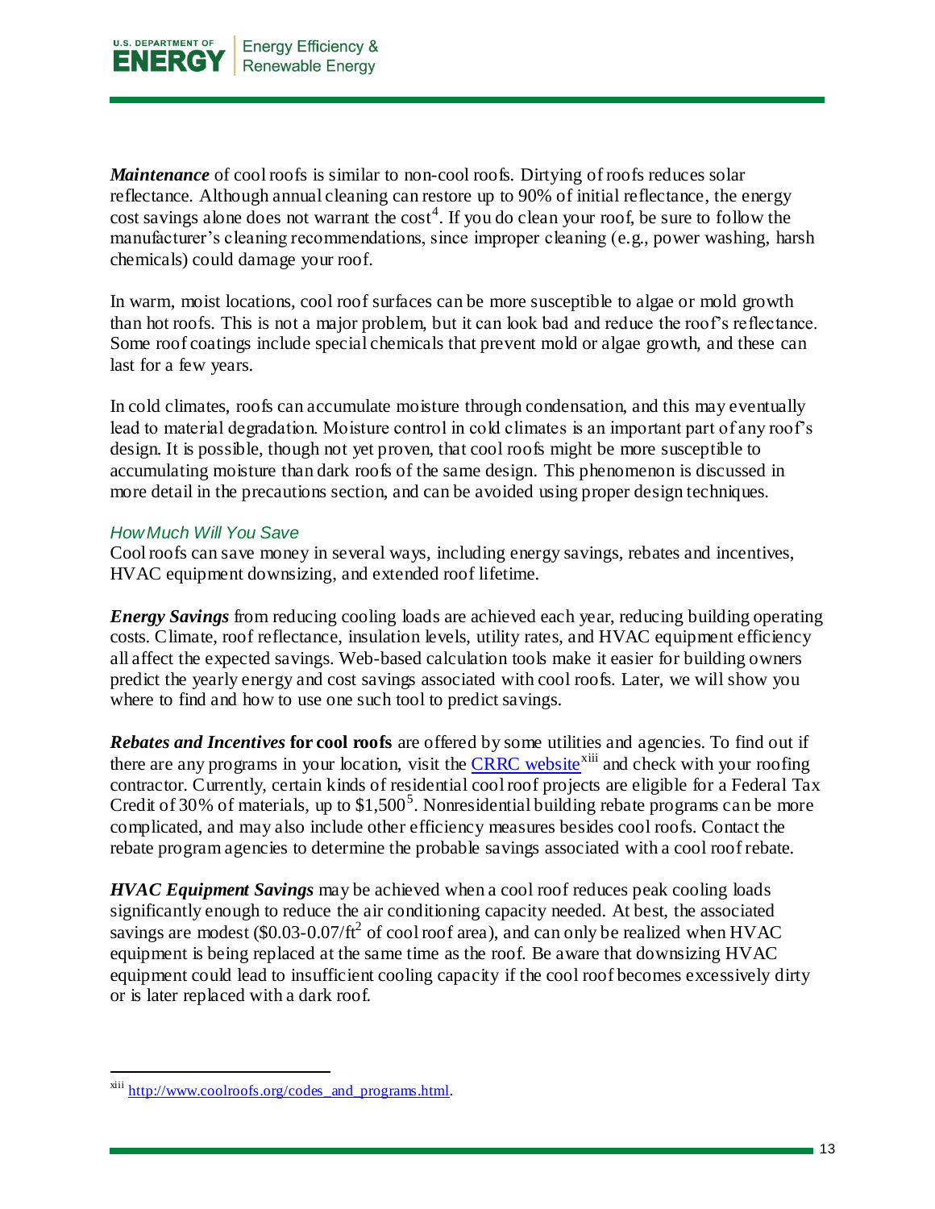***Maintenance*** of cool roofs is similar to non-cool roofs. Dirtying of roofs reduces solar reflectance. Although annual cleaning can restore up to 90% of initial reflectance, the energy cost savings alone does not warrant the cost[4]. If you do clean your roof, be sure to follow the manufacturer's cleaning recommendations, since improper cleaning (e.g., power washing, harsh chemicals) could damage your roof.

In warm, moist locations, cool roof surfaces can be more susceptible to algae or mold growth than hot roofs. This is not a major problem, but it can look bad and reduce the roof's reflectance. Some roof coatings include special chemicals that prevent mold or algae growth, and these can last for a few years.

In cold climates, roofs can accumulate moisture through condensation, and this may eventually lead to material degradation. Moisture control in cold climates is an important part of any roof's design. It is possible, though not yet proven, that cool roofs might be more susceptible to accumulating moisture than dark roofs of the same design. This phenomenon is discussed in more detail in the precautions section, and can be avoided using proper design techniques.

### *How Much Will You Save*

Cool roofs can save money in several ways, including energy savings, rebates and incentives, HVAC equipment downsizing, and extended roof lifetime.

***Energy Savings*** from reducing cooling loads are achieved each year, reducing building operating costs. Climate, roof reflectance, insulation levels, utility rates, and HVAC equipment efficiency all affect the expected savings. Web-based calculation tools make it easier for building owners predict the yearly energy and cost savings associated with cool roofs. Later, we will show you where to find and how to use one such tool to predict savings.

***Rebates and Incentives* for cool roofs** are offered by some utilities and agencies. To find out if there are any programs in your location, visit the CRRC website[xiii] and check with your roofing contractor. Currently, certain kinds of residential cool roof projects are eligible for a Federal Tax Credit of 30% of materials, up to $1,500[5]. Nonresidential building rebate programs can be more complicated, and may also include other efficiency measures besides cool roofs. Contact the rebate program agencies to determine the probable savings associated with a cool roof rebate.

***HVAC Equipment Savings*** may be achieved when a cool roof reduces peak cooling loads significantly enough to reduce the air conditioning capacity needed. At best, the associated savings are modest ($0.03-0.07/ft$^2$ of cool roof area), and can only be realized when HVAC equipment is being replaced at the same time as the roof. Be aware that downsizing HVAC equipment could lead to insufficient cooling capacity if the cool roof becomes excessively dirty or is later replaced with a dark roof.

---

[xiii] http://www.coolroofs.org/codes_and_programs.html.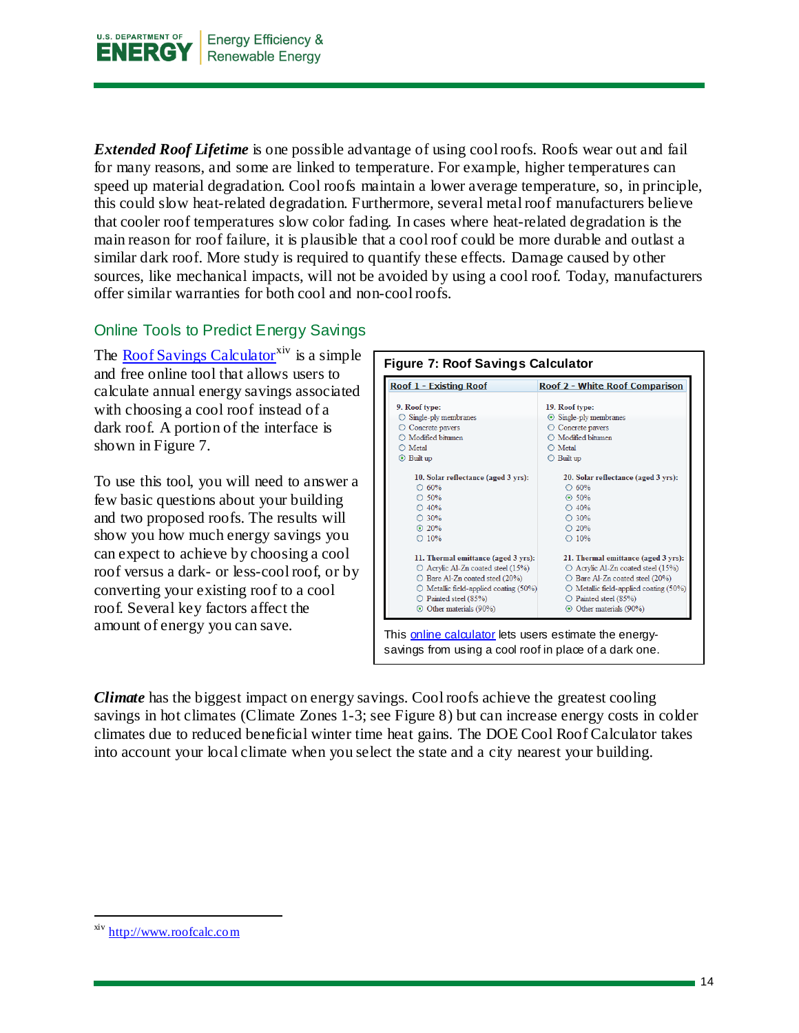***Extended Roof Lifetime*** is one possible advantage of using cool roofs. Roofs wear out and fail for many reasons, and some are linked to temperature. For example, higher temperatures can speed up material degradation. Cool roofs maintain a lower average temperature, so, in principle, this could slow heat-related degradation. Furthermore, several metal roof manufacturers believe that cooler roof temperatures slow color fading. In cases where heat-related degradation is the main reason for roof failure, it is plausible that a cool roof could be more durable and outlast a similar dark roof. More study is required to quantify these effects. Damage caused by other sources, like mechanical impacts, will not be avoided by using a cool roof. Today, manufacturers offer similar warranties for both cool and non-cool roofs.

## Online Tools to Predict Energy Savings

The [Roof Savings Calculator](http://www.roofcalc.com)[xiv] is a simple and free online tool that allows users to calculate annual energy savings associated with choosing a cool roof instead of a dark roof. A portion of the interface is shown in Figure 7.

To use this tool, you will need to answer a few basic questions about your building and two proposed roofs. The results will show you how much energy savings you can expect to achieve by choosing a cool roof versus a dark- or less-cool roof, or by converting your existing roof to a cool roof. Several key factors affect the amount of energy you can save.

**Figure 7: Roof Savings Calculator**

| Roof 1 - Existing Roof | Roof 2 - White Roof Comparison |
|---|---|
| **9. Roof type:** | **19. Roof type:** |
| ○ Single-ply membranes | ⊙ Single-ply membranes |
| ○ Concrete pavers | ○ Concrete pavers |
| ○ Modified bitumen | ○ Modified bitumen |
| ○ Metal | ○ Metal |
| ⊙ Built up | ○ Built up |
| **10. Solar reflectance (aged 3 yrs):** | **20. Solar reflectance (aged 3 yrs):** |
| ○ 60% | ○ 60% |
| ○ 50% | ⊙ 50% |
| ○ 40% | ○ 40% |
| ○ 30% | ○ 30% |
| ⊙ 20% | ○ 20% |
| ○ 10% | ○ 10% |
| **11. Thermal emittance (aged 3 yrs):** | **21. Thermal emittance (aged 3 yrs):** |
| ○ Acrylic Al-Zn coated steel (15%) | ○ Acrylic Al-Zn coated steel (15%) |
| ○ Bare Al-Zn coated steel (20%) | ○ Bare Al-Zn coated steel (20%) |
| ○ Metallic field-applied coating (50%) | ○ Metallic field-applied coating (50%) |
| ○ Painted steel (85%) | ○ Painted steel (85%) |
| ⊙ Other materials (90%) | ⊙ Other materials (90%) |

This [online calculator](http://www.roofcalc.com) lets users estimate the energy-savings from using a cool roof in place of a dark one.

***Climate*** has the biggest impact on energy savings. Cool roofs achieve the greatest cooling savings in hot climates (Climate Zones 1-3; see Figure 8) but can increase energy costs in colder climates due to reduced beneficial winter time heat gains. The DOE Cool Roof Calculator takes into account your local climate when you select the state and a city nearest your building.

---

[xiv] http://www.roofcalc.com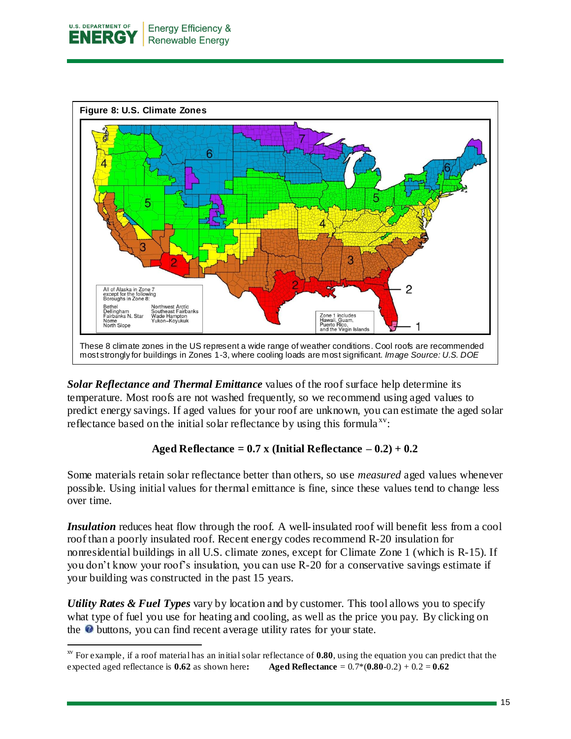**Figure 8: U.S. Climate Zones**

All of Alaska in Zone 7 except for the following Boroughs in Zone 8:

Bethel, Dellingham, Fairbanks N. Star, Nome, North Slope, Northwest Arctic, Southeast Fairbanks, Wade Hampton, Yukon–Koyukuk

Zone 1 includes Hawaii, Guam, Puerto Rico, and the Virgin Islands

These 8 climate zones in the US represent a wide range of weather conditions. Cool roofs are recommended most strongly for buildings in Zones 1-3, where cooling loads are most significant. *Image Source: U.S. DOE*

***Solar Reflectance and Thermal Emittance*** values of the roof surface help determine its temperature. Most roofs are not washed frequently, so we recommend using aged values to predict energy savings. If aged values for your roof are unknown, you can estimate the aged solar reflectance based on the initial solar reflectance by using this formula[xv]:

**Aged Reflectance = 0.7 x (Initial Reflectance – 0.2) + 0.2**

Some materials retain solar reflectance better than others, so use *measured* aged values whenever possible. Using initial values for thermal emittance is fine, since these values tend to change less over time.

***Insulation*** reduces heat flow through the roof. A well-insulated roof will benefit less from a cool roof than a poorly insulated roof. Recent energy codes recommend R-20 insulation for nonresidential buildings in all U.S. climate zones, except for Climate Zone 1 (which is R-15). If you don't know your roof's insulation, you can use R-20 for a conservative savings estimate if your building was constructed in the past 15 years.

***Utility Rates & Fuel Types*** vary by location and by customer. This tool allows you to specify what type of fuel you use for heating and cooling, as well as the price you pay. By clicking on the ❓ buttons, you can find recent average utility rates for your state.

---

[xv] For example, if a roof material has an initial solar reflectance of **0.80**, using the equation you can predict that the expected aged reflectance is **0.62** as shown here**:** **Aged Reflectance** = 0.7*(**0.80**-0.2) + 0.2 = **0.62**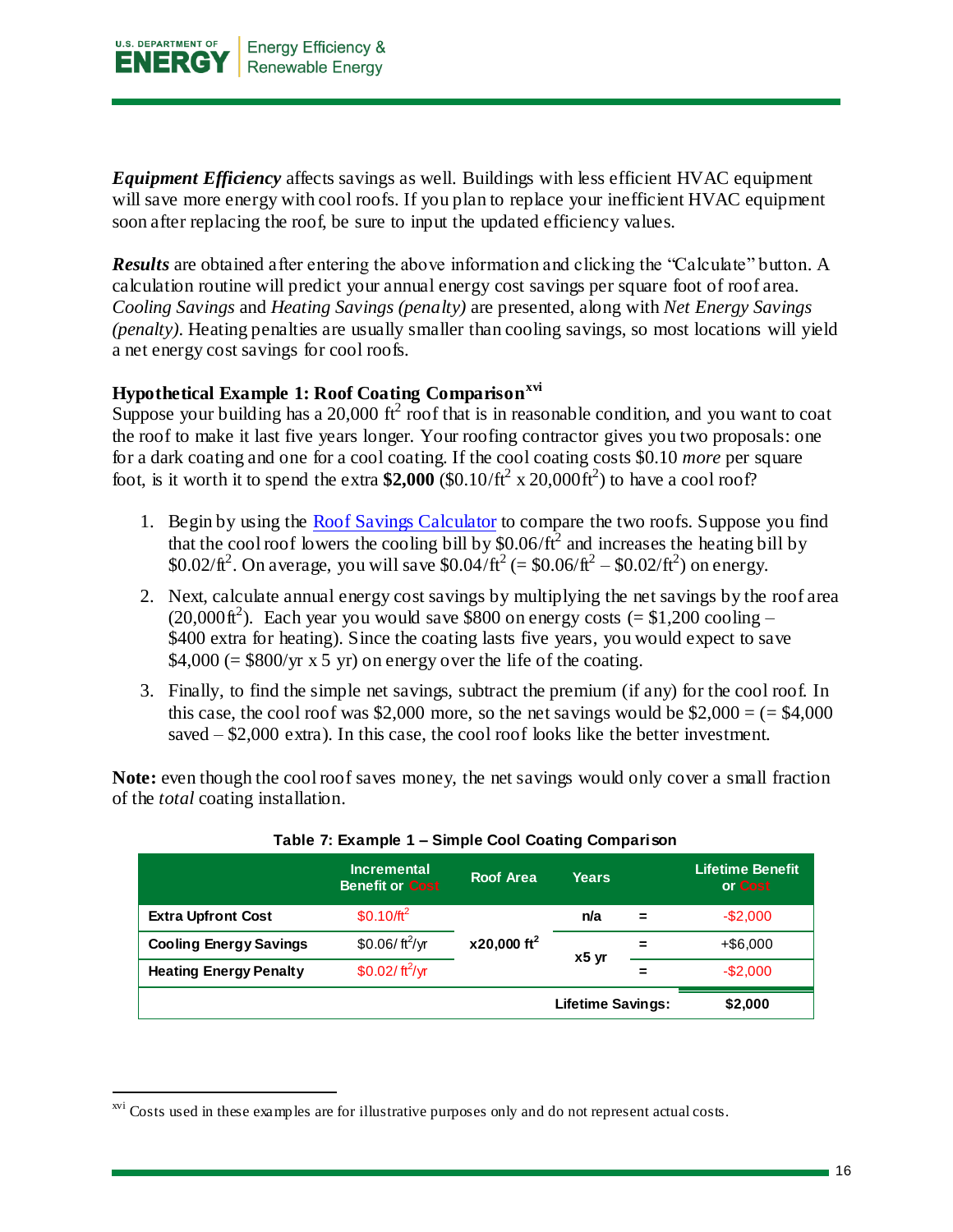***Equipment Efficiency*** affects savings as well. Buildings with less efficient HVAC equipment will save more energy with cool roofs. If you plan to replace your inefficient HVAC equipment soon after replacing the roof, be sure to input the updated efficiency values.

***Results*** are obtained after entering the above information and clicking the "Calculate" button. A calculation routine will predict your annual energy cost savings per square foot of roof area. *Cooling Savings* and *Heating Savings (penalty)* are presented, along with *Net Energy Savings (penalty)*. Heating penalties are usually smaller than cooling savings, so most locations will yield a net energy cost savings for cool roofs.

### Hypothetical Example 1: Roof Coating Comparison[xvi]

Suppose your building has a 20,000 $ft^2$ roof that is in reasonable condition, and you want to coat the roof to make it last five years longer. Your roofing contractor gives you two proposals: one for a dark coating and one for a cool coating. If the cool coating costs $0.10 *more* per square foot, is it worth it to spend the extra **$2,000** ($0.10/$ft^2$ x 20,000$ft^2$) to have a cool roof?

1. Begin by using the [Roof Savings Calculator] to compare the two roofs. Suppose you find that the cool roof lowers the cooling bill by $0.06/$ft^2$ and increases the heating bill by $0.02/$ft^2$. On average, you will save $0.04/$ft^2$ (= $0.06/$ft^2$ – $0.02/$ft^2$) on energy.
2. Next, calculate annual energy cost savings by multiplying the net savings by the roof area (20,000$ft^2$). Each year you would save $800 on energy costs (= $1,200 cooling – $400 extra for heating). Since the coating lasts five years, you would expect to save $4,000 (= $800/yr x 5 yr) on energy over the life of the coating.
3. Finally, to find the simple net savings, subtract the premium (if any) for the cool roof. In this case, the cool roof was $2,000 more, so the net savings would be $2,000 = (= $4,000 saved – $2,000 extra). In this case, the cool roof looks like the better investment.

**Note:** even though the cool roof saves money, the net savings would only cover a small fraction of the *total* coating installation.

**Table 7: Example 1 – Simple Cool Coating Comparison**

| | Incremental Benefit or Cost | Roof Area | Years | | Lifetime Benefit or Cost |
|---|---|---|---|---|---|
| **Extra Upfront Cost** | $0.10/$ft^2$ | x20,000 $ft^2$ | n/a | = | -$2,000 |
| **Cooling Energy Savings** | $0.06/ $ft^2$/yr | | x5 yr | = | +$6,000 |
| **Heating Energy Penalty** | $0.02/ $ft^2$/yr | | | = | -$2,000 |
| | | | **Lifetime Savings:** | | **$2,000** |

---

[xvi] Costs used in these examples are for illustrative purposes only and do not represent actual costs.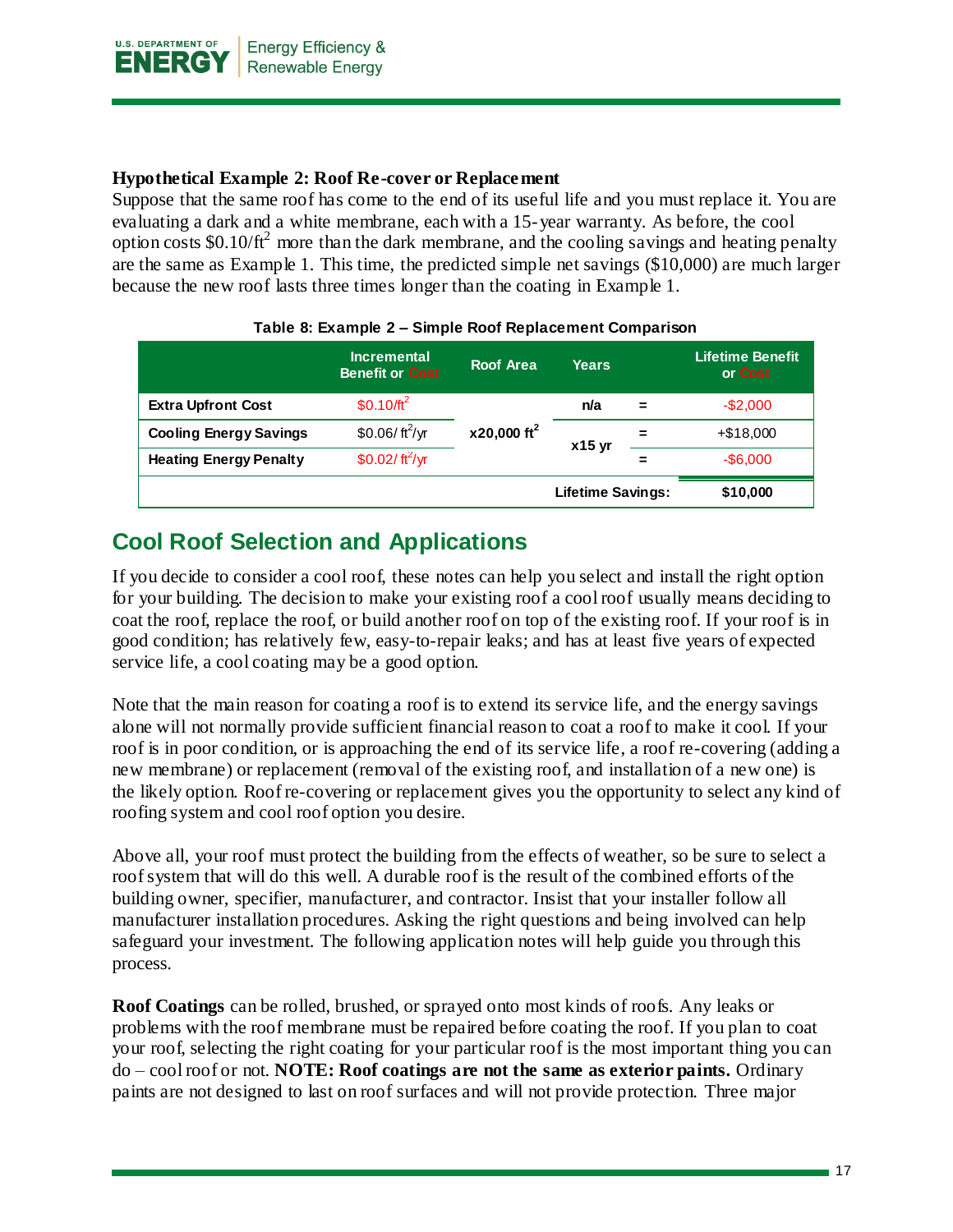**Hypothetical Example 2: Roof Re-cover or Replacement**

Suppose that the same roof has come to the end of its useful life and you must replace it. You are evaluating a dark and a white membrane, each with a 15-year warranty. As before, the cool option costs $0.10/ft$^2$ more than the dark membrane, and the cooling savings and heating penalty are the same as Example 1. This time, the predicted simple net savings ($10,000) are much larger because the new roof lasts three times longer than the coating in Example 1.

**Table 8: Example 2 – Simple Roof Replacement Comparison**

| | Incremental Benefit or Cost | Roof Area | Years | | Lifetime Benefit or Cost |
|---|---|---|---|---|---|
| **Extra Upfront Cost** | $0.10/ft$^2$ | x20,000 ft$^2$ | n/a | = | -$2,000 |
| **Cooling Energy Savings** | $0.06/ ft$^2$/yr | | x15 yr | = | +$18,000 |
| **Heating Energy Penalty** | $0.02/ ft$^2$/yr | | | = | -$6,000 |
| | | | **Lifetime Savings:** | | **$10,000** |

## Cool Roof Selection and Applications

If you decide to consider a cool roof, these notes can help you select and install the right option for your building. The decision to make your existing roof a cool roof usually means deciding to coat the roof, replace the roof, or build another roof on top of the existing roof. If your roof is in good condition; has relatively few, easy-to-repair leaks; and has at least five years of expected service life, a cool coating may be a good option.

Note that the main reason for coating a roof is to extend its service life, and the energy savings alone will not normally provide sufficient financial reason to coat a roof to make it cool. If your roof is in poor condition, or is approaching the end of its service life, a roof re-covering (adding a new membrane) or replacement (removal of the existing roof, and installation of a new one) is the likely option. Roof re-covering or replacement gives you the opportunity to select any kind of roofing system and cool roof option you desire.

Above all, your roof must protect the building from the effects of weather, so be sure to select a roof system that will do this well. A durable roof is the result of the combined efforts of the building owner, specifier, manufacturer, and contractor. Insist that your installer follow all manufacturer installation procedures. Asking the right questions and being involved can help safeguard your investment. The following application notes will help guide you through this process.

**Roof Coatings** can be rolled, brushed, or sprayed onto most kinds of roofs. Any leaks or problems with the roof membrane must be repaired before coating the roof. If you plan to coat your roof, selecting the right coating for your particular roof is the most important thing you can do – cool roof or not. **NOTE: Roof coatings are not the same as exterior paints.** Ordinary paints are not designed to last on roof surfaces and will not provide protection. Three major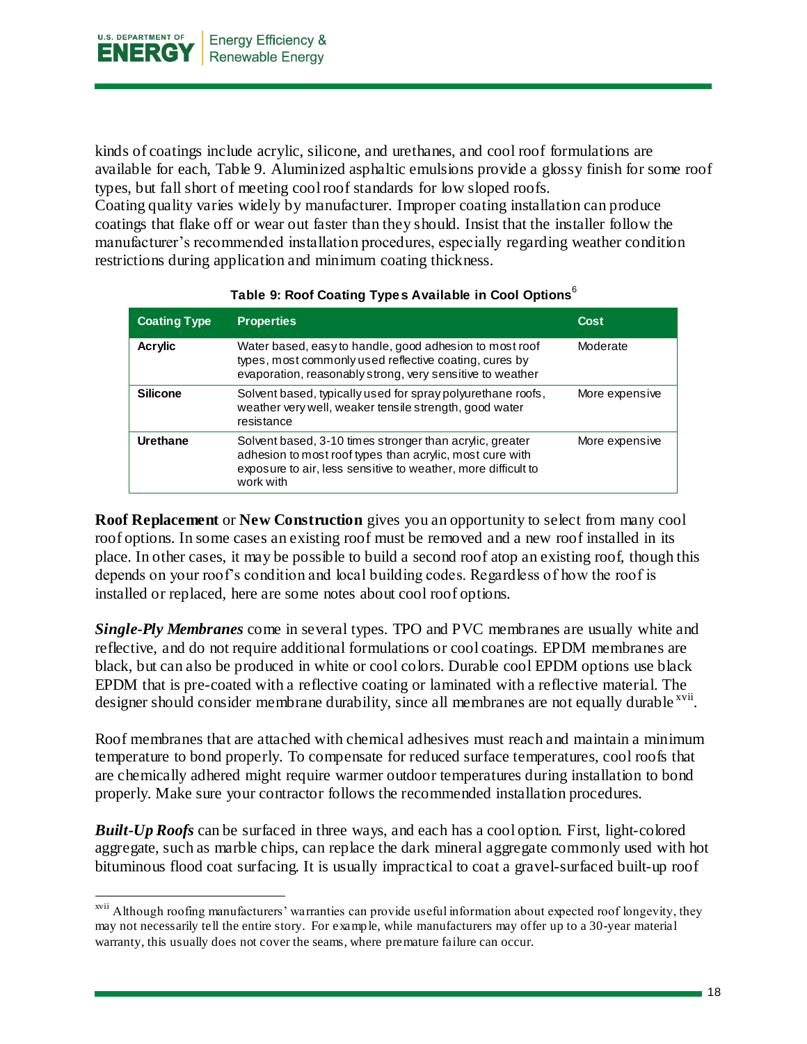kinds of coatings include acrylic, silicone, and urethanes, and cool roof formulations are available for each, Table 9. Aluminized asphaltic emulsions provide a glossy finish for some roof types, but fall short of meeting cool roof standards for low sloped roofs.
Coating quality varies widely by manufacturer. Improper coating installation can produce coatings that flake off or wear out faster than they should. Insist that the installer follow the manufacturer's recommended installation procedures, especially regarding weather condition restrictions during application and minimum coating thickness.

**Table 9: Roof Coating Types Available in Cool Options**[6]

| Coating Type | Properties | Cost |
|---|---|---|
| **Acrylic** | Water based, easy to handle, good adhesion to most roof types, most commonly used reflective coating, cures by evaporation, reasonably strong, very sensitive to weather | Moderate |
| **Silicone** | Solvent based, typically used for spray polyurethane roofs, weather very well, weaker tensile strength, good water resistance | More expensive |
| **Urethane** | Solvent based, 3-10 times stronger than acrylic, greater adhesion to most roof types than acrylic, most cure with exposure to air, less sensitive to weather, more difficult to work with | More expensive |

**Roof Replacement** or **New Construction** gives you an opportunity to select from many cool roof options. In some cases an existing roof must be removed and a new roof installed in its place. In other cases, it may be possible to build a second roof atop an existing roof, though this depends on your roof's condition and local building codes. Regardless of how the roof is installed or replaced, here are some notes about cool roof options.

***Single-Ply Membranes*** come in several types. TPO and PVC membranes are usually white and reflective, and do not require additional formulations or cool coatings. EPDM membranes are black, but can also be produced in white or cool colors. Durable cool EPDM options use black EPDM that is pre-coated with a reflective coating or laminated with a reflective material. The designer should consider membrane durability, since all membranes are not equally durable[xvii].

Roof membranes that are attached with chemical adhesives must reach and maintain a minimum temperature to bond properly. To compensate for reduced surface temperatures, cool roofs that are chemically adhered might require warmer outdoor temperatures during installation to bond properly. Make sure your contractor follows the recommended installation procedures.

***Built-Up Roofs*** can be surfaced in three ways, and each has a cool option. First, light-colored aggregate, such as marble chips, can replace the dark mineral aggregate commonly used with hot bituminous flood coat surfacing. It is usually impractical to coat a gravel-surfaced built-up roof

[xvii] Although roofing manufacturers' warranties can provide useful information about expected roof longevity, they may not necessarily tell the entire story. For example, while manufacturers may offer up to a 30-year material warranty, this usually does not cover the seams, where premature failure can occur.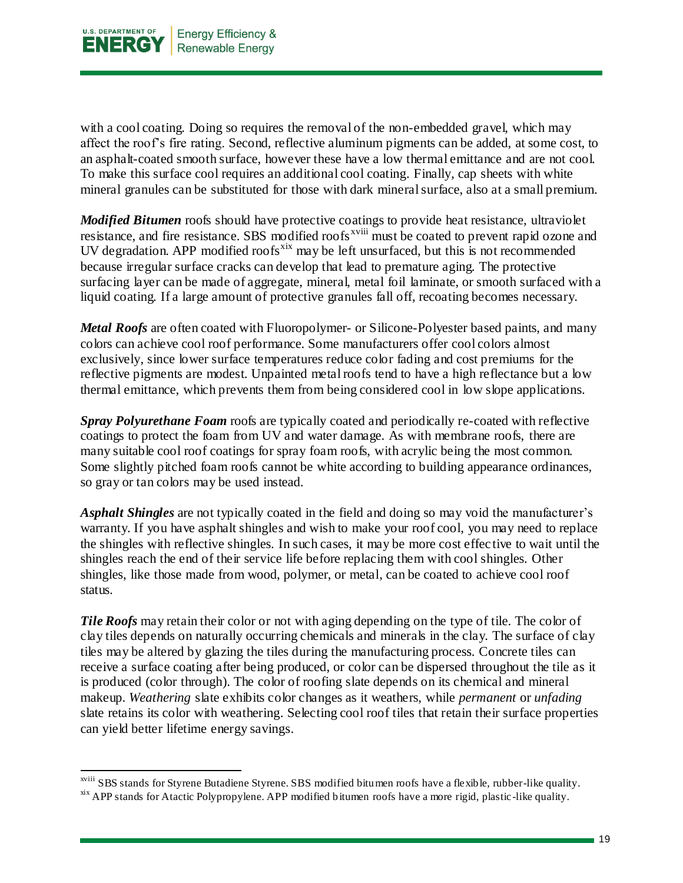with a cool coating. Doing so requires the removal of the non-embedded gravel, which may affect the roof's fire rating. Second, reflective aluminum pigments can be added, at some cost, to an asphalt-coated smooth surface, however these have a low thermal emittance and are not cool. To make this surface cool requires an additional cool coating. Finally, cap sheets with white mineral granules can be substituted for those with dark mineral surface, also at a small premium.

***Modified Bitumen*** roofs should have protective coatings to provide heat resistance, ultraviolet resistance, and fire resistance. SBS modified roofs[xviii] must be coated to prevent rapid ozone and UV degradation. APP modified roofs[xix] may be left unsurfaced, but this is not recommended because irregular surface cracks can develop that lead to premature aging. The protective surfacing layer can be made of aggregate, mineral, metal foil laminate, or smooth surfaced with a liquid coating. If a large amount of protective granules fall off, recoating becomes necessary.

***Metal Roofs*** are often coated with Fluoropolymer- or Silicone-Polyester based paints, and many colors can achieve cool roof performance. Some manufacturers offer cool colors almost exclusively, since lower surface temperatures reduce color fading and cost premiums for the reflective pigments are modest. Unpainted metal roofs tend to have a high reflectance but a low thermal emittance, which prevents them from being considered cool in low slope applications.

***Spray Polyurethane Foam*** roofs are typically coated and periodically re-coated with reflective coatings to protect the foam from UV and water damage. As with membrane roofs, there are many suitable cool roof coatings for spray foam roofs, with acrylic being the most common. Some slightly pitched foam roofs cannot be white according to building appearance ordinances, so gray or tan colors may be used instead.

***Asphalt Shingles*** are not typically coated in the field and doing so may void the manufacturer's warranty. If you have asphalt shingles and wish to make your roof cool, you may need to replace the shingles with reflective shingles. In such cases, it may be more cost effective to wait until the shingles reach the end of their service life before replacing them with cool shingles. Other shingles, like those made from wood, polymer, or metal, can be coated to achieve cool roof status.

***Tile Roofs*** may retain their color or not with aging depending on the type of tile. The color of clay tiles depends on naturally occurring chemicals and minerals in the clay. The surface of clay tiles may be altered by glazing the tiles during the manufacturing process. Concrete tiles can receive a surface coating after being produced, or color can be dispersed throughout the tile as it is produced (color through). The color of roofing slate depends on its chemical and mineral makeup. *Weathering* slate exhibits color changes as it weathers, while *permanent* or *unfading* slate retains its color with weathering. Selecting cool roof tiles that retain their surface properties can yield better lifetime energy savings.

---

[xviii] SBS stands for Styrene Butadiene Styrene. SBS modified bitumen roofs have a flexible, rubber-like quality.

[xix] APP stands for Atactic Polypropylene. APP modified bitumen roofs have a more rigid, plastic-like quality.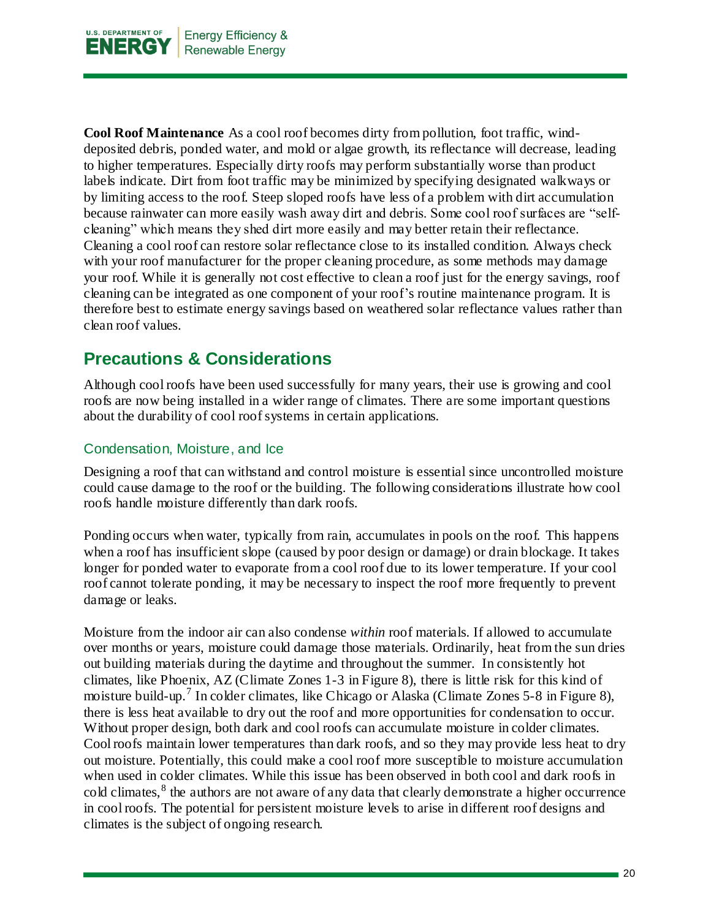**Cool Roof Maintenance** As a cool roof becomes dirty from pollution, foot traffic, wind-deposited debris, ponded water, and mold or algae growth, its reflectance will decrease, leading to higher temperatures. Especially dirty roofs may perform substantially worse than product labels indicate. Dirt from foot traffic may be minimized by specifying designated walkways or by limiting access to the roof. Steep sloped roofs have less of a problem with dirt accumulation because rainwater can more easily wash away dirt and debris. Some cool roof surfaces are "self-cleaning" which means they shed dirt more easily and may better retain their reflectance. Cleaning a cool roof can restore solar reflectance close to its installed condition. Always check with your roof manufacturer for the proper cleaning procedure, as some methods may damage your roof. While it is generally not cost effective to clean a roof just for the energy savings, roof cleaning can be integrated as one component of your roof's routine maintenance program. It is therefore best to estimate energy savings based on weathered solar reflectance values rather than clean roof values.

## Precautions & Considerations

Although cool roofs have been used successfully for many years, their use is growing and cool roofs are now being installed in a wider range of climates. There are some important questions about the durability of cool roof systems in certain applications.

### Condensation, Moisture, and Ice

Designing a roof that can withstand and control moisture is essential since uncontrolled moisture could cause damage to the roof or the building. The following considerations illustrate how cool roofs handle moisture differently than dark roofs.

Ponding occurs when water, typically from rain, accumulates in pools on the roof. This happens when a roof has insufficient slope (caused by poor design or damage) or drain blockage. It takes longer for ponded water to evaporate from a cool roof due to its lower temperature. If your cool roof cannot tolerate ponding, it may be necessary to inspect the roof more frequently to prevent damage or leaks.

Moisture from the indoor air can also condense *within* roof materials. If allowed to accumulate over months or years, moisture could damage those materials. Ordinarily, heat from the sun dries out building materials during the daytime and throughout the summer. In consistently hot climates, like Phoenix, AZ (Climate Zones 1-3 in Figure 8), there is little risk for this kind of moisture build-up.[7] In colder climates, like Chicago or Alaska (Climate Zones 5-8 in Figure 8), there is less heat available to dry out the roof and more opportunities for condensation to occur. Without proper design, both dark and cool roofs can accumulate moisture in colder climates. Cool roofs maintain lower temperatures than dark roofs, and so they may provide less heat to dry out moisture. Potentially, this could make a cool roof more susceptible to moisture accumulation when used in colder climates. While this issue has been observed in both cool and dark roofs in cold climates,[8] the authors are not aware of any data that clearly demonstrate a higher occurrence in cool roofs. The potential for persistent moisture levels to arise in different roof designs and climates is the subject of ongoing research.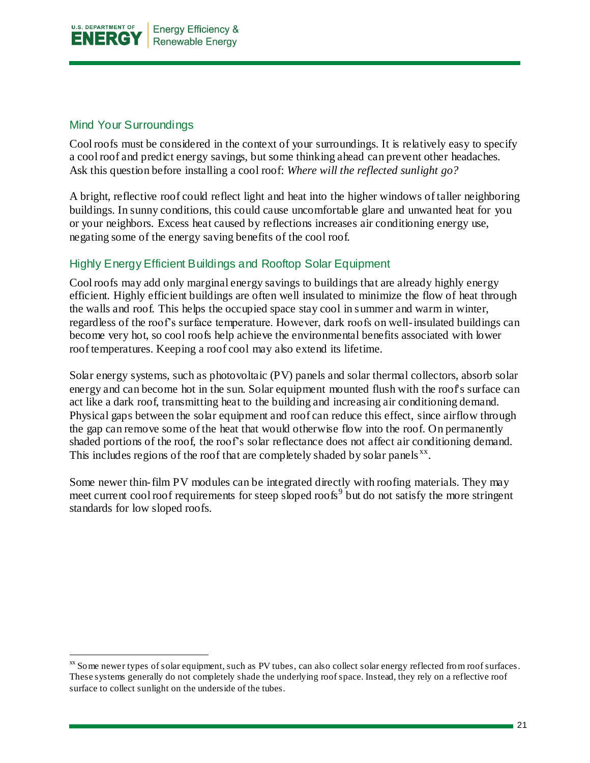## Mind Your Surroundings

Cool roofs must be considered in the context of your surroundings. It is relatively easy to specify a cool roof and predict energy savings, but some thinking ahead can prevent other headaches. Ask this question before installing a cool roof: *Where will the reflected sunlight go?*

A bright, reflective roof could reflect light and heat into the higher windows of taller neighboring buildings. In sunny conditions, this could cause uncomfortable glare and unwanted heat for you or your neighbors. Excess heat caused by reflections increases air conditioning energy use, negating some of the energy saving benefits of the cool roof.

## Highly Energy Efficient Buildings and Rooftop Solar Equipment

Cool roofs may add only marginal energy savings to buildings that are already highly energy efficient. Highly efficient buildings are often well insulated to minimize the flow of heat through the walls and roof. This helps the occupied space stay cool in summer and warm in winter, regardless of the roof's surface temperature. However, dark roofs on well-insulated buildings can become very hot, so cool roofs help achieve the environmental benefits associated with lower roof temperatures. Keeping a roof cool may also extend its lifetime.

Solar energy systems, such as photovoltaic (PV) panels and solar thermal collectors, absorb solar energy and can become hot in the sun. Solar equipment mounted flush with the roof's surface can act like a dark roof, transmitting heat to the building and increasing air conditioning demand. Physical gaps between the solar equipment and roof can reduce this effect, since airflow through the gap can remove some of the heat that would otherwise flow into the roof. On permanently shaded portions of the roof, the roof's solar reflectance does not affect air conditioning demand. This includes regions of the roof that are completely shaded by solar panels[xx].

Some newer thin-film PV modules can be integrated directly with roofing materials. They may meet current cool roof requirements for steep sloped roofs[9] but do not satisfy the more stringent standards for low sloped roofs.

[xx] Some newer types of solar equipment, such as PV tubes, can also collect solar energy reflected from roof surfaces. These systems generally do not completely shade the underlying roof space. Instead, they rely on a reflective roof surface to collect sunlight on the underside of the tubes.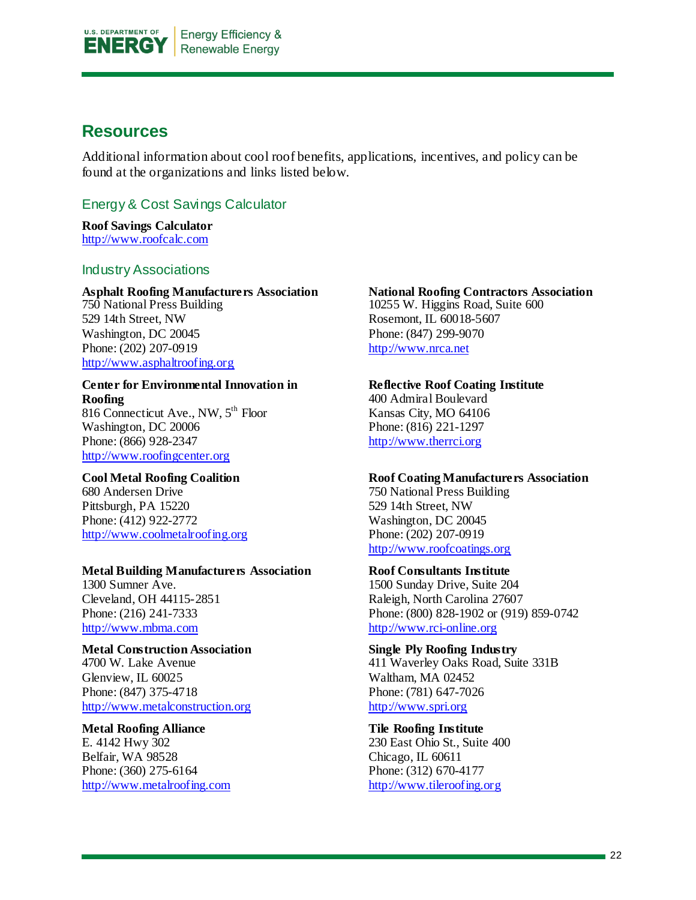## Resources

Additional information about cool roof benefits, applications, incentives, and policy can be found at the organizations and links listed below.

### Energy & Cost Savings Calculator

**Roof Savings Calculator**
http://www.roofcalc.com

### Industry Associations

**Asphalt Roofing Manufacturers Association**
750 National Press Building
529 14th Street, NW
Washington, DC 20045
Phone: (202) 207-0919
http://www.asphaltroofing.org

**Center for Environmental Innovation in Roofing**
816 Connecticut Ave., NW, 5th Floor
Washington, DC 20006
Phone: (866) 928-2347
http://www.roofingcenter.org

**Cool Metal Roofing Coalition**
680 Andersen Drive
Pittsburgh, PA 15220
Phone: (412) 922-2772
http://www.coolmetalroofing.org

**Metal Building Manufacturers Association**
1300 Sumner Ave.
Cleveland, OH 44115-2851
Phone: (216) 241-7333
http://www.mbma.com

**Metal Construction Association**
4700 W. Lake Avenue
Glenview, IL 60025
Phone: (847) 375-4718
http://www.metalconstruction.org

**Metal Roofing Alliance**
E. 4142 Hwy 302
Belfair, WA 98528
Phone: (360) 275-6164
http://www.metalroofing.com

**National Roofing Contractors Association**
10255 W. Higgins Road, Suite 600
Rosemont, IL 60018-5607
Phone: (847) 299-9070
http://www.nrca.net

**Reflective Roof Coating Institute**
400 Admiral Boulevard
Kansas City, MO 64106
Phone: (816) 221-1297
http://www.therrci.org

**Roof Coating Manufacturers Association**
750 National Press Building
529 14th Street, NW
Washington, DC 20045
Phone: (202) 207-0919
http://www.roofcoatings.org

**Roof Consultants Institute**
1500 Sunday Drive, Suite 204
Raleigh, North Carolina 27607
Phone: (800) 828-1902 or (919) 859-0742
http://www.rci-online.org

**Single Ply Roofing Industry**
411 Waverley Oaks Road, Suite 331B
Waltham, MA 02452
Phone: (781) 647-7026
http://www.spri.org

**Tile Roofing Institute**
230 East Ohio St., Suite 400
Chicago, IL 60611
Phone: (312) 670-4177
http://www.tileroofing.org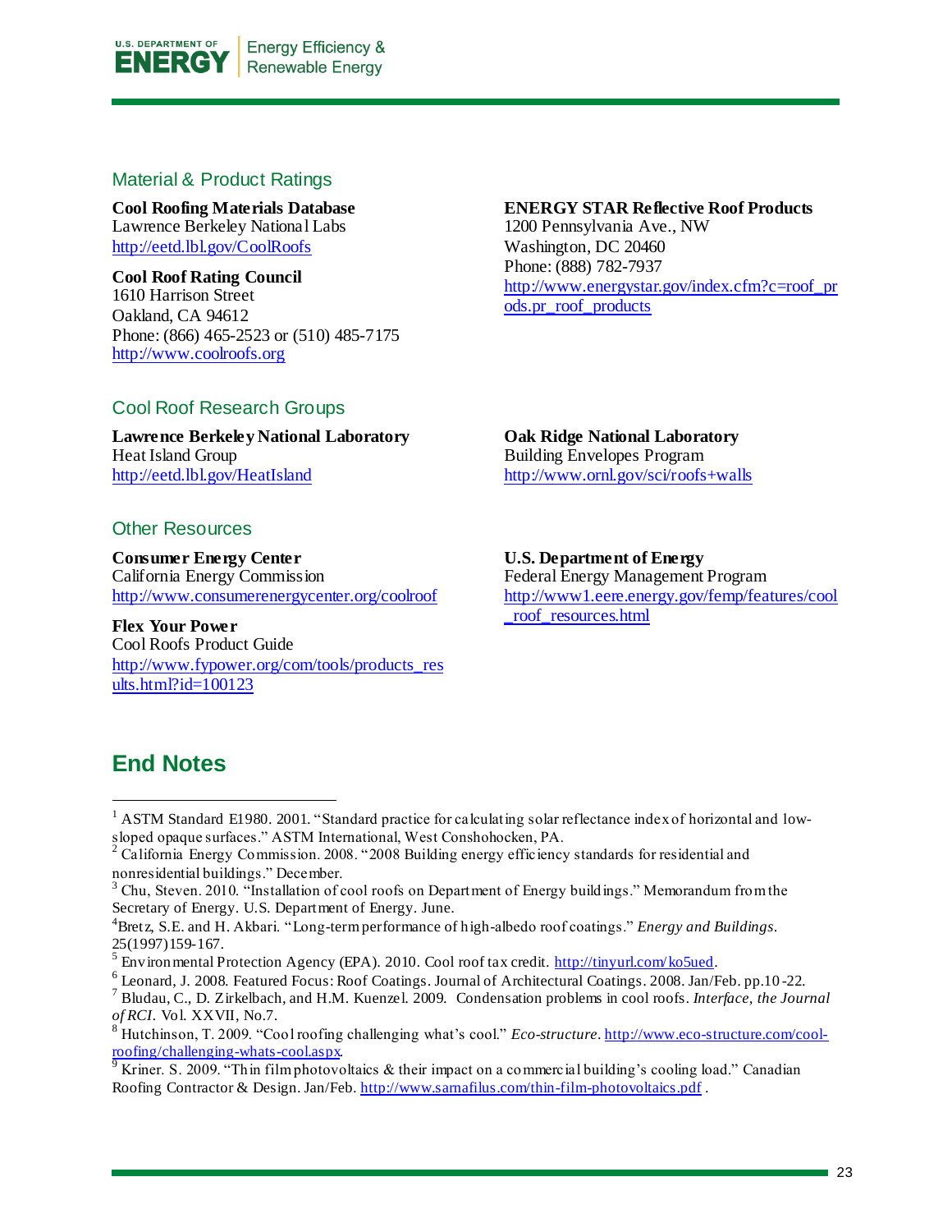## Material & Product Ratings

**Cool Roofing Materials Database**
Lawrence Berkeley National Labs
http://eetd.lbl.gov/CoolRoofs

**Cool Roof Rating Council**
1610 Harrison Street
Oakland, CA 94612
Phone: (866) 465-2523 or (510) 485-7175
http://www.coolroofs.org

**ENERGY STAR Reflective Roof Products**
1200 Pennsylvania Ave., NW
Washington, DC 20460
Phone: (888) 782-7937
http://www.energystar.gov/index.cfm?c=roof_prods.pr_roof_products

## Cool Roof Research Groups

**Lawrence Berkeley National Laboratory**
Heat Island Group
http://eetd.lbl.gov/HeatIsland

**Oak Ridge National Laboratory**
Building Envelopes Program
http://www.ornl.gov/sci/roofs+walls

## Other Resources

**Consumer Energy Center**
California Energy Commission
http://www.consumerenergycenter.org/coolroof

**Flex Your Power**
Cool Roofs Product Guide
http://www.fypower.org/com/tools/products_results.html?id=100123

**U.S. Department of Energy**
Federal Energy Management Program
http://www1.eere.energy.gov/femp/features/cool_roof_resources.html

# End Notes

[1] ASTM Standard E1980. 2001. "Standard practice for calculating solar reflectance index of horizontal and low-sloped opaque surfaces." ASTM International, West Conshohocken, PA.

[2] California Energy Commission. 2008. "2008 Building energy efficiency standards for residential and nonresidential buildings." December.

[3] Chu, Steven. 2010. "Installation of cool roofs on Department of Energy buildings." Memorandum from the Secretary of Energy. U.S. Department of Energy. June.

[4] Bretz, S.E. and H. Akbari. "Long-term performance of high-albedo roof coatings." *Energy and Buildings*. 25(1997)159-167.

[5] Environmental Protection Agency (EPA). 2010. Cool roof tax credit. http://tinyurl.com/ko5ued.

[6] Leonard, J. 2008. Featured Focus: Roof Coatings. Journal of Architectural Coatings. 2008. Jan/Feb. pp.10-22.

[7] Bludau, C., D. Zirkelbach, and H.M. Kuenzel. 2009. Condensation problems in cool roofs. *Interface, the Journal of RCI*. Vol. XXVII, No.7.

[8] Hutchinson, T. 2009. "Cool roofing challenging what's cool." *Eco-structure*. http://www.eco-structure.com/cool-roofing/challenging-whats-cool.aspx.

[9] Kriner. S. 2009. "Thin film photovoltaics & their impact on a commercial building's cooling load." Canadian Roofing Contractor & Design. Jan/Feb. http://www.sarnafilus.com/thin-film-photovoltaics.pdf .